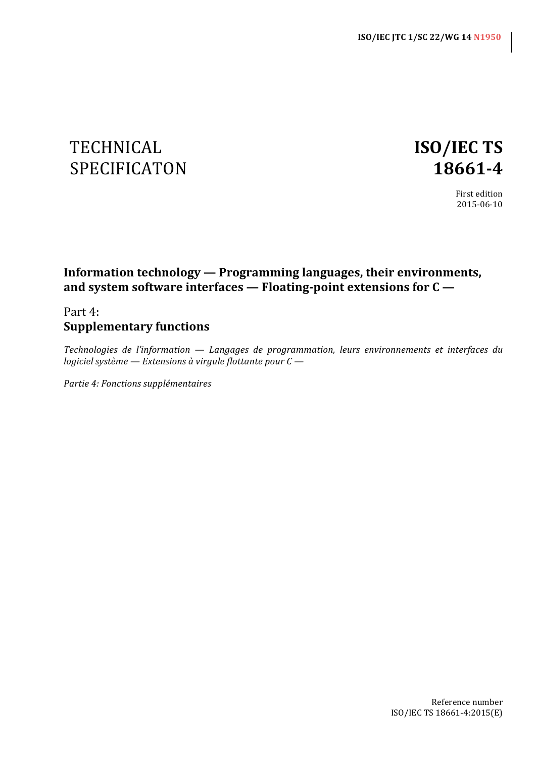ISO/IEC JTC 1/SC 22/WG 14 N1950

TECHNICAL SPECIFICATON

# ISO/IEC TS 18661-4

First edition
2015-06-10

## Information technology — Programming languages, their environments, and system software interfaces — Floating-point extensions for C —

Part 4:
**Supplementary functions**

*Technologies de l'information — Langages de programmation, leurs environnements et interfaces du logiciel système — Extensions à virgule flottante pour C —*

*Partie 4: Fonctions supplémentaires*

Reference number
ISO/IEC TS 18661-4:2015(E)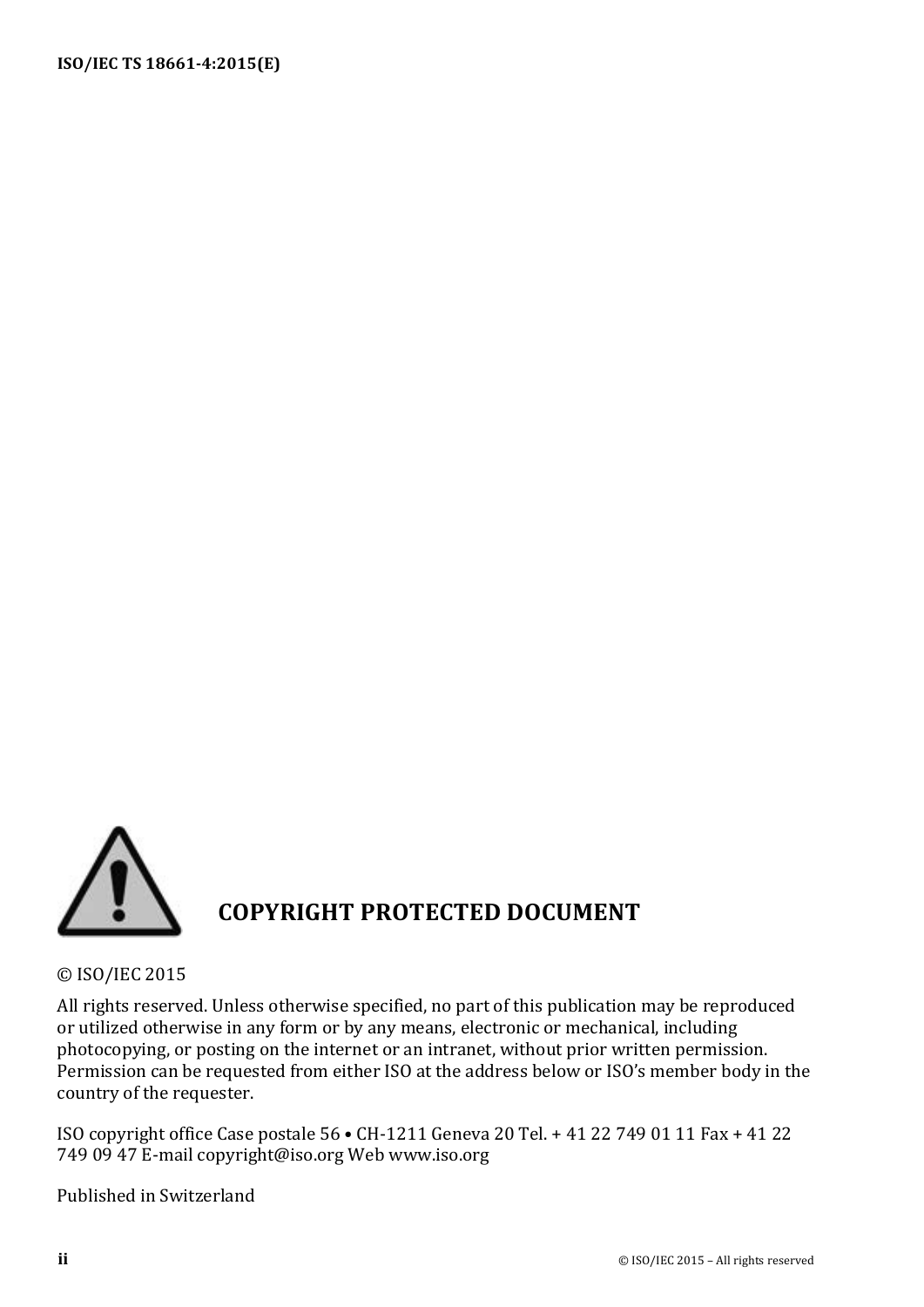**COPYRIGHT PROTECTED DOCUMENT**

© ISO/IEC 2015

All rights reserved. Unless otherwise specified, no part of this publication may be reproduced or utilized otherwise in any form or by any means, electronic or mechanical, including photocopying, or posting on the internet or an intranet, without prior written permission. Permission can be requested from either ISO at the address below or ISO's member body in the country of the requester.

ISO copyright office Case postale 56 • CH-1211 Geneva 20 Tel. + 41 22 749 01 11 Fax + 41 22 749 09 47 E-mail copyright@iso.org Web www.iso.org

Published in Switzerland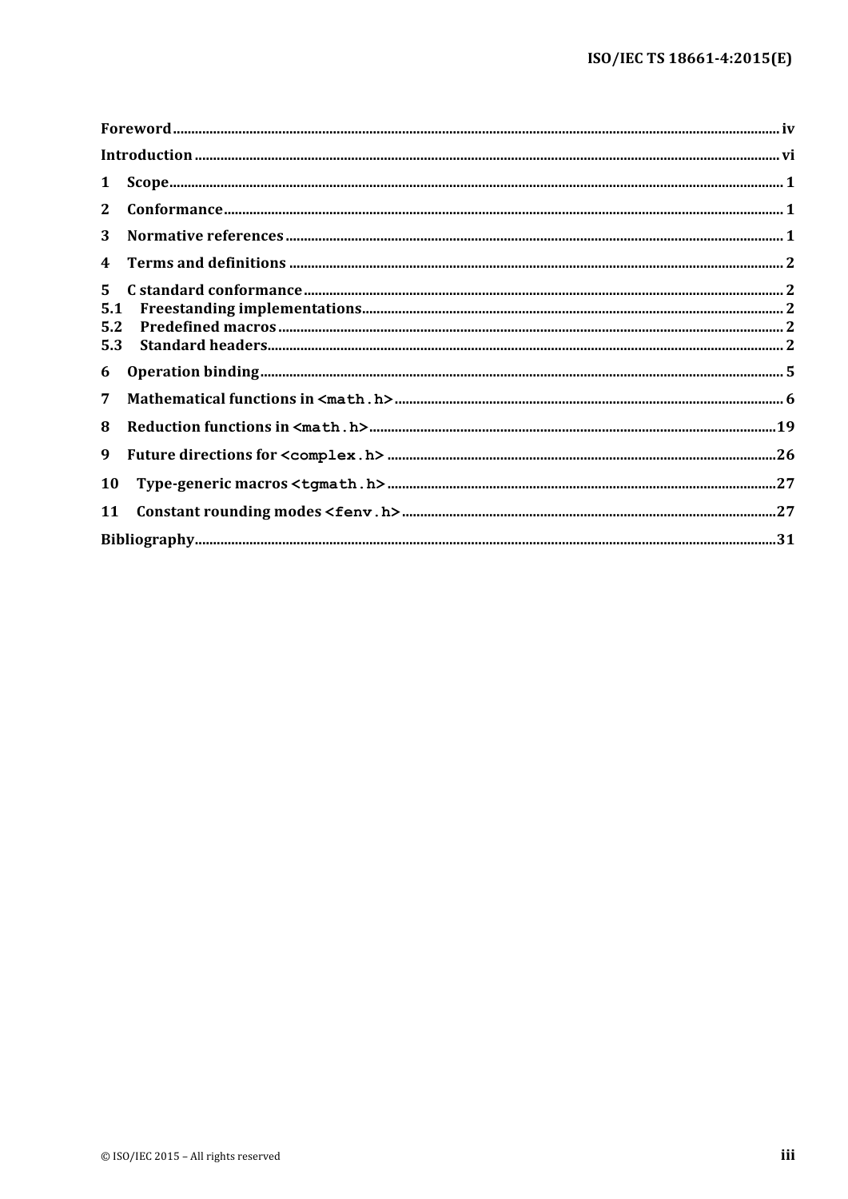Foreword ........ iv

Introduction ........ vi

1 Scope ........ 1

2 Conformance ........ 1

3 Normative references ........ 1

4 Terms and definitions ........ 2

5 C standard conformance ........ 2

5.1 Freestanding implementations ........ 2

5.2 Predefined macros ........ 2

5.3 Standard headers ........ 2

6 Operation binding ........ 5

7 Mathematical functions in `<math.h>` ........ 6

8 Reduction functions in `<math.h>` ........ 19

9 Future directions for `<complex.h>` ........ 26

10 Type-generic macros `<tgmath.h>` ........ 27

11 Constant rounding modes `<fenv.h>` ........ 27

Bibliography ........ 31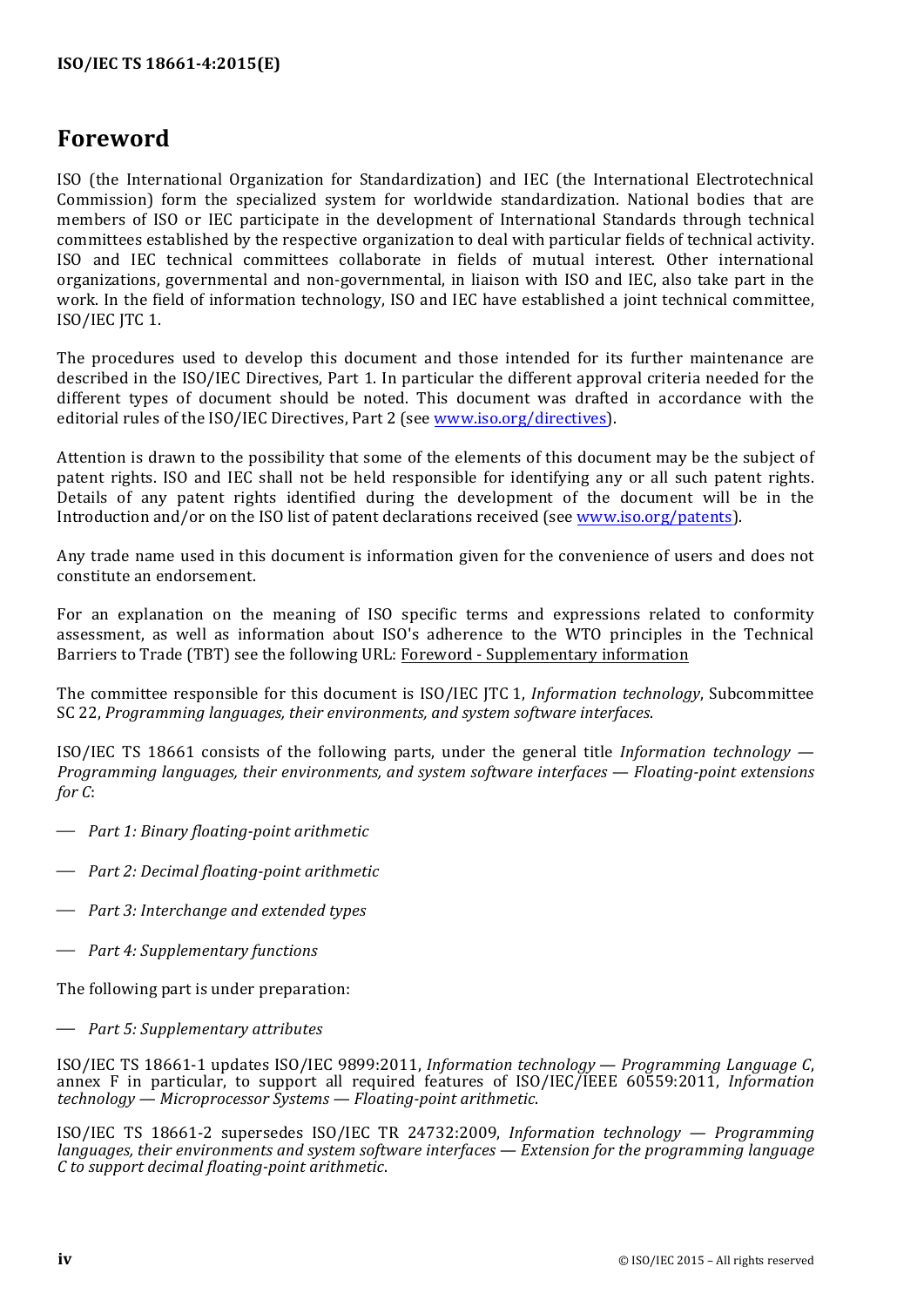# Foreword

ISO (the International Organization for Standardization) and IEC (the International Electrotechnical Commission) form the specialized system for worldwide standardization. National bodies that are members of ISO or IEC participate in the development of International Standards through technical committees established by the respective organization to deal with particular fields of technical activity. ISO and IEC technical committees collaborate in fields of mutual interest. Other international organizations, governmental and non-governmental, in liaison with ISO and IEC, also take part in the work. In the field of information technology, ISO and IEC have established a joint technical committee, ISO/IEC JTC 1.

The procedures used to develop this document and those intended for its further maintenance are described in the ISO/IEC Directives, Part 1. In particular the different approval criteria needed for the different types of document should be noted. This document was drafted in accordance with the editorial rules of the ISO/IEC Directives, Part 2 (see www.iso.org/directives).

Attention is drawn to the possibility that some of the elements of this document may be the subject of patent rights. ISO and IEC shall not be held responsible for identifying any or all such patent rights. Details of any patent rights identified during the development of the document will be in the Introduction and/or on the ISO list of patent declarations received (see www.iso.org/patents).

Any trade name used in this document is information given for the convenience of users and does not constitute an endorsement.

For an explanation on the meaning of ISO specific terms and expressions related to conformity assessment, as well as information about ISO's adherence to the WTO principles in the Technical Barriers to Trade (TBT) see the following URL: Foreword - Supplementary information

The committee responsible for this document is ISO/IEC JTC 1, *Information technology*, Subcommittee SC 22, *Programming languages, their environments, and system software interfaces*.

ISO/IEC TS 18661 consists of the following parts, under the general title *Information technology — Programming languages, their environments, and system software interfaces — Floating-point extensions for C*:

— *Part 1: Binary floating-point arithmetic*

— *Part 2: Decimal floating-point arithmetic*

— *Part 3: Interchange and extended types*

— *Part 4: Supplementary functions*

The following part is under preparation:

— *Part 5: Supplementary attributes*

ISO/IEC TS 18661-1 updates ISO/IEC 9899:2011, *Information technology — Programming Language C*, annex F in particular, to support all required features of ISO/IEC/IEEE 60559:2011, *Information technology — Microprocessor Systems — Floating-point arithmetic*.

ISO/IEC TS 18661-2 supersedes ISO/IEC TR 24732:2009, *Information technology — Programming languages, their environments and system software interfaces — Extension for the programming language C to support decimal floating-point arithmetic*.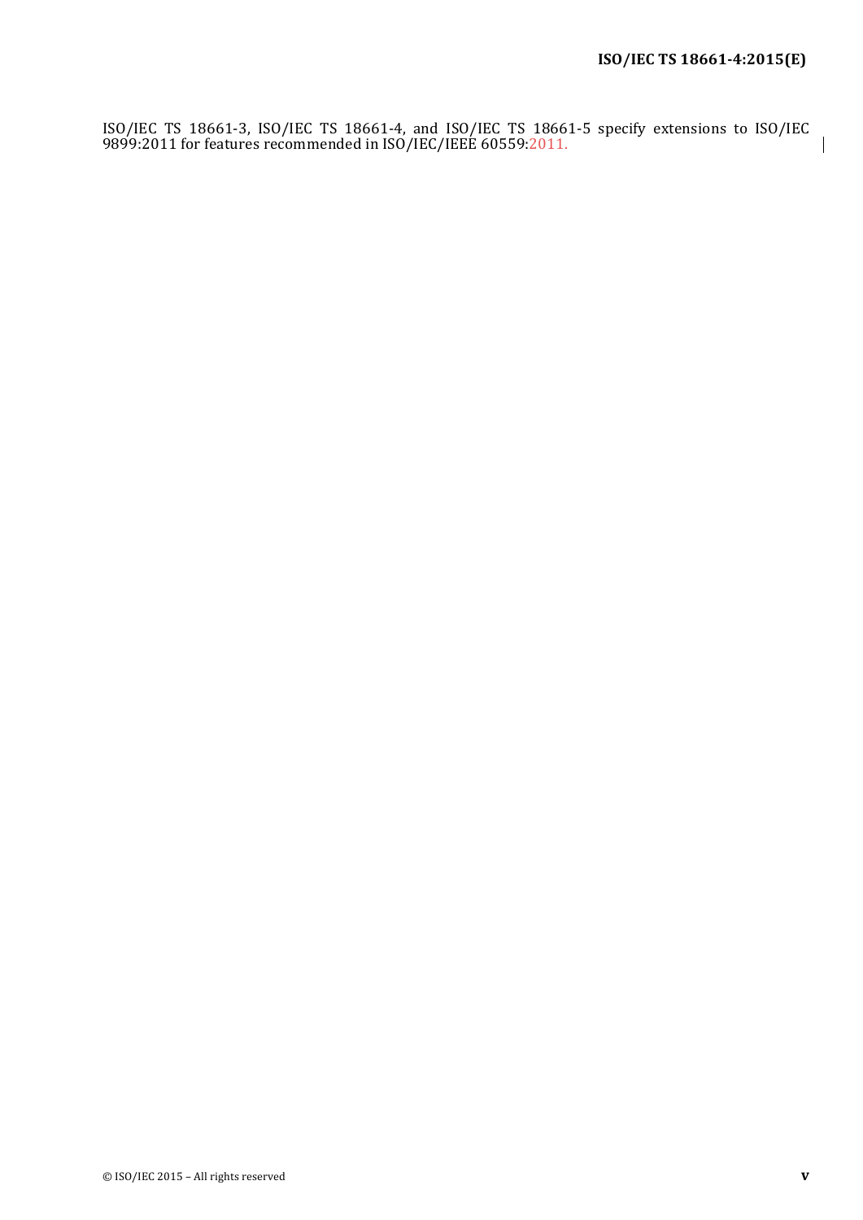ISO/IEC TS 18661-3, ISO/IEC TS 18661-4, and ISO/IEC TS 18661-5 specify extensions to ISO/IEC 9899:2011 for features recommended in ISO/IEC/IEEE 60559:2011.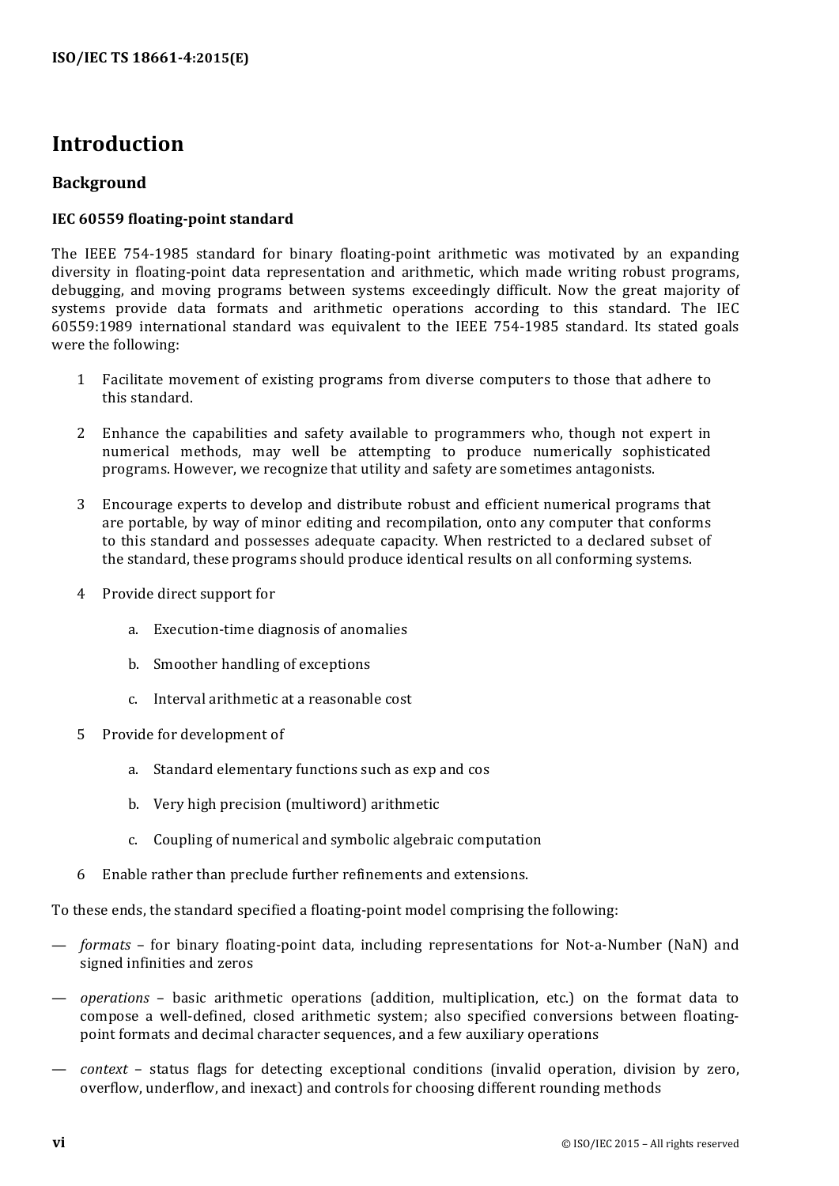# Introduction

## Background

### IEC 60559 floating-point standard

The IEEE 754-1985 standard for binary floating-point arithmetic was motivated by an expanding diversity in floating-point data representation and arithmetic, which made writing robust programs, debugging, and moving programs between systems exceedingly difficult. Now the great majority of systems provide data formats and arithmetic operations according to this standard. The IEC 60559:1989 international standard was equivalent to the IEEE 754-1985 standard. Its stated goals were the following:

1. Facilitate movement of existing programs from diverse computers to those that adhere to this standard.

2. Enhance the capabilities and safety available to programmers who, though not expert in numerical methods, may well be attempting to produce numerically sophisticated programs. However, we recognize that utility and safety are sometimes antagonists.

3. Encourage experts to develop and distribute robust and efficient numerical programs that are portable, by way of minor editing and recompilation, onto any computer that conforms to this standard and possesses adequate capacity. When restricted to a declared subset of the standard, these programs should produce identical results on all conforming systems.

4. Provide direct support for

    a. Execution-time diagnosis of anomalies

    b. Smoother handling of exceptions

    c. Interval arithmetic at a reasonable cost

5. Provide for development of

    a. Standard elementary functions such as exp and cos

    b. Very high precision (multiword) arithmetic

    c. Coupling of numerical and symbolic algebraic computation

6. Enable rather than preclude further refinements and extensions.

To these ends, the standard specified a floating-point model comprising the following:

— *formats* – for binary floating-point data, including representations for Not-a-Number (NaN) and signed infinities and zeros

— *operations* – basic arithmetic operations (addition, multiplication, etc.) on the format data to compose a well-defined, closed arithmetic system; also specified conversions between floating-point formats and decimal character sequences, and a few auxiliary operations

— *context* – status flags for detecting exceptional conditions (invalid operation, division by zero, overflow, underflow, and inexact) and controls for choosing different rounding methods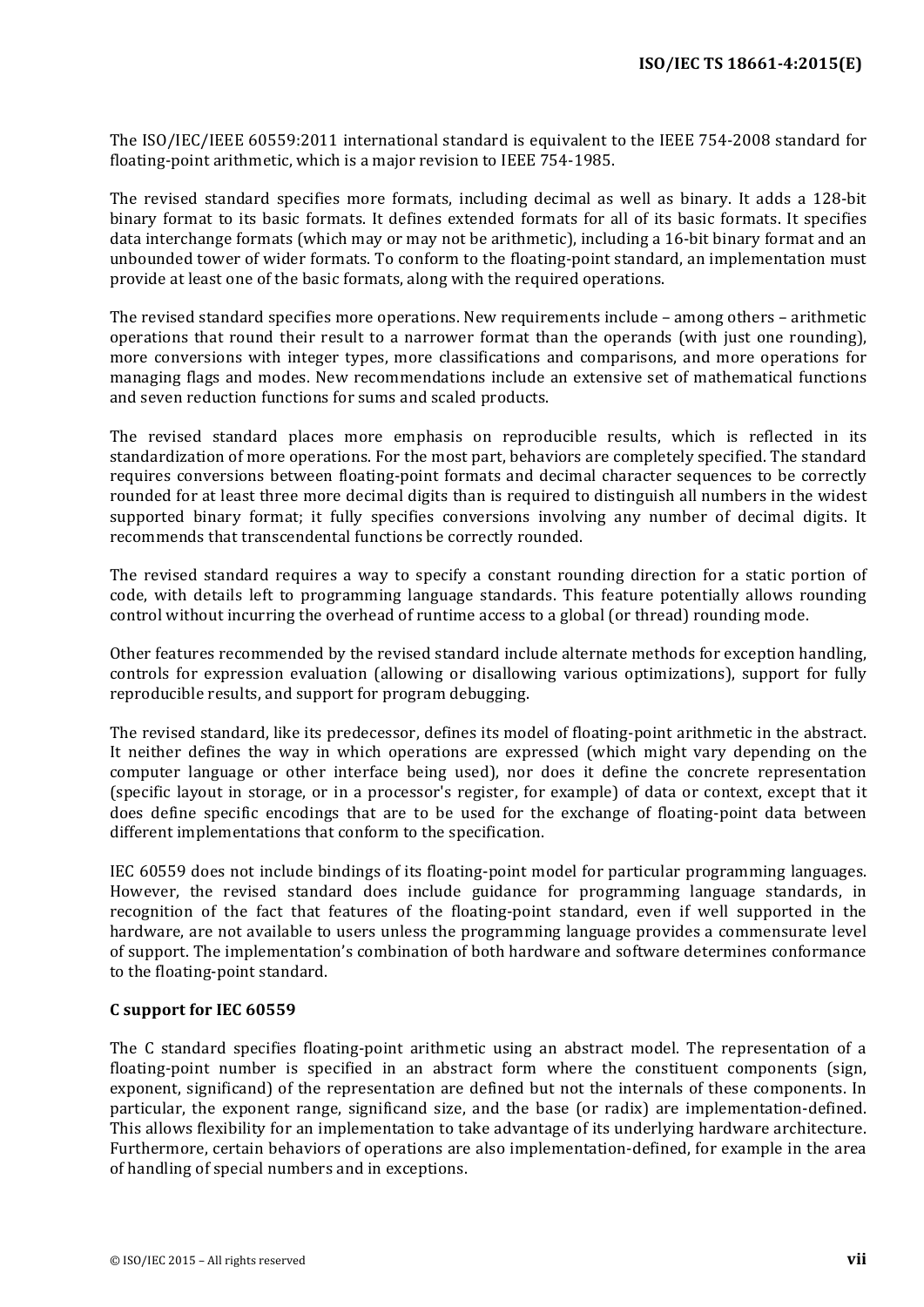The ISO/IEC/IEEE 60559:2011 international standard is equivalent to the IEEE 754-2008 standard for floating-point arithmetic, which is a major revision to IEEE 754-1985.

The revised standard specifies more formats, including decimal as well as binary. It adds a 128-bit binary format to its basic formats. It defines extended formats for all of its basic formats. It specifies data interchange formats (which may or may not be arithmetic), including a 16-bit binary format and an unbounded tower of wider formats. To conform to the floating-point standard, an implementation must provide at least one of the basic formats, along with the required operations.

The revised standard specifies more operations. New requirements include – among others – arithmetic operations that round their result to a narrower format than the operands (with just one rounding), more conversions with integer types, more classifications and comparisons, and more operations for managing flags and modes. New recommendations include an extensive set of mathematical functions and seven reduction functions for sums and scaled products.

The revised standard places more emphasis on reproducible results, which is reflected in its standardization of more operations. For the most part, behaviors are completely specified. The standard requires conversions between floating-point formats and decimal character sequences to be correctly rounded for at least three more decimal digits than is required to distinguish all numbers in the widest supported binary format; it fully specifies conversions involving any number of decimal digits. It recommends that transcendental functions be correctly rounded.

The revised standard requires a way to specify a constant rounding direction for a static portion of code, with details left to programming language standards. This feature potentially allows rounding control without incurring the overhead of runtime access to a global (or thread) rounding mode.

Other features recommended by the revised standard include alternate methods for exception handling, controls for expression evaluation (allowing or disallowing various optimizations), support for fully reproducible results, and support for program debugging.

The revised standard, like its predecessor, defines its model of floating-point arithmetic in the abstract. It neither defines the way in which operations are expressed (which might vary depending on the computer language or other interface being used), nor does it define the concrete representation (specific layout in storage, or in a processor's register, for example) of data or context, except that it does define specific encodings that are to be used for the exchange of floating-point data between different implementations that conform to the specification.

IEC 60559 does not include bindings of its floating-point model for particular programming languages. However, the revised standard does include guidance for programming language standards, in recognition of the fact that features of the floating-point standard, even if well supported in the hardware, are not available to users unless the programming language provides a commensurate level of support. The implementation's combination of both hardware and software determines conformance to the floating-point standard.

**C support for IEC 60559**

The C standard specifies floating-point arithmetic using an abstract model. The representation of a floating-point number is specified in an abstract form where the constituent components (sign, exponent, significand) of the representation are defined but not the internals of these components. In particular, the exponent range, significand size, and the base (or radix) are implementation-defined. This allows flexibility for an implementation to take advantage of its underlying hardware architecture. Furthermore, certain behaviors of operations are also implementation-defined, for example in the area of handling of special numbers and in exceptions.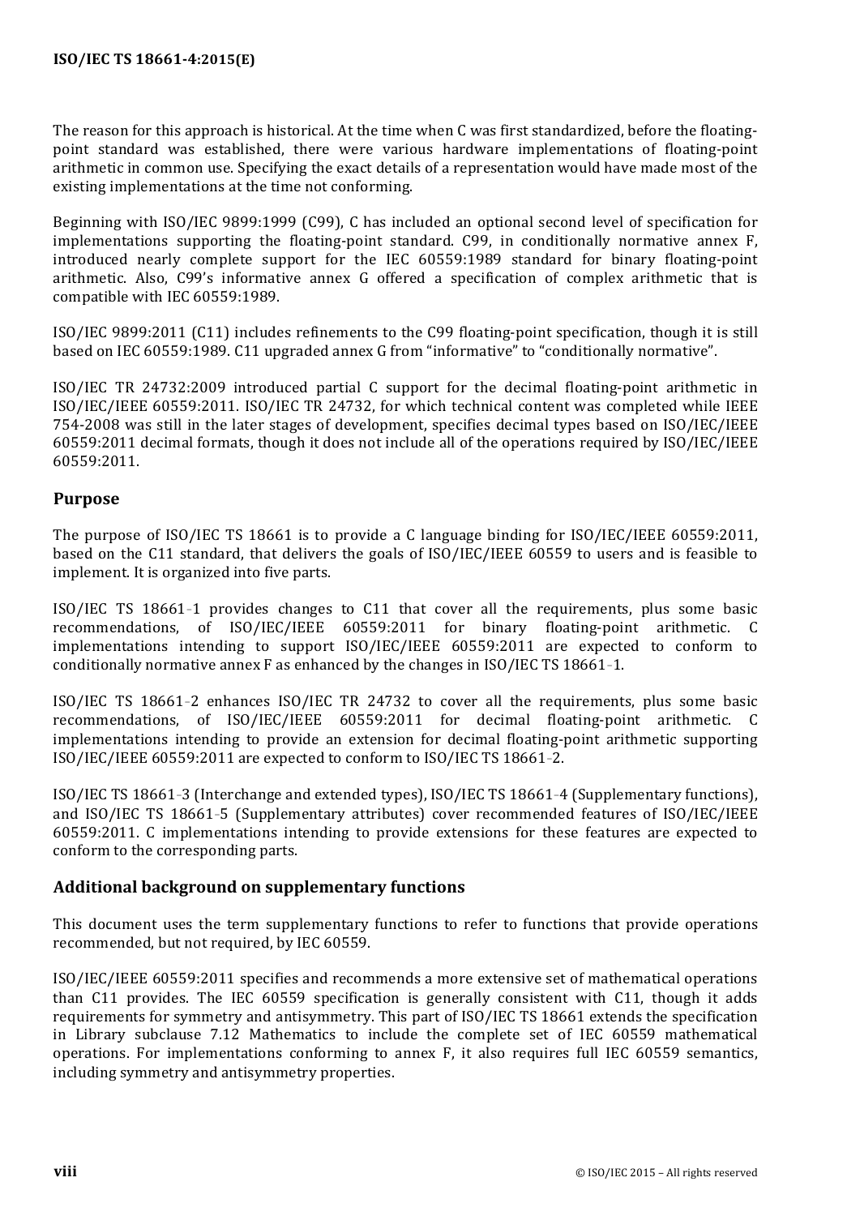The reason for this approach is historical. At the time when C was first standardized, before the floating-point standard was established, there were various hardware implementations of floating-point arithmetic in common use. Specifying the exact details of a representation would have made most of the existing implementations at the time not conforming.

Beginning with ISO/IEC 9899:1999 (C99), C has included an optional second level of specification for implementations supporting the floating-point standard. C99, in conditionally normative annex F, introduced nearly complete support for the IEC 60559:1989 standard for binary floating-point arithmetic. Also, C99's informative annex G offered a specification of complex arithmetic that is compatible with IEC 60559:1989.

ISO/IEC 9899:2011 (C11) includes refinements to the C99 floating-point specification, though it is still based on IEC 60559:1989. C11 upgraded annex G from "informative" to "conditionally normative".

ISO/IEC TR 24732:2009 introduced partial C support for the decimal floating-point arithmetic in ISO/IEC/IEEE 60559:2011. ISO/IEC TR 24732, for which technical content was completed while IEEE 754-2008 was still in the later stages of development, specifies decimal types based on ISO/IEC/IEEE 60559:2011 decimal formats, though it does not include all of the operations required by ISO/IEC/IEEE 60559:2011.

## Purpose

The purpose of ISO/IEC TS 18661 is to provide a C language binding for ISO/IEC/IEEE 60559:2011, based on the C11 standard, that delivers the goals of ISO/IEC/IEEE 60559 to users and is feasible to implement. It is organized into five parts.

ISO/IEC TS 18661-1 provides changes to C11 that cover all the requirements, plus some basic recommendations, of ISO/IEC/IEEE 60559:2011 for binary floating-point arithmetic. C implementations intending to support ISO/IEC/IEEE 60559:2011 are expected to conform to conditionally normative annex F as enhanced by the changes in ISO/IEC TS 18661-1.

ISO/IEC TS 18661-2 enhances ISO/IEC TR 24732 to cover all the requirements, plus some basic recommendations, of ISO/IEC/IEEE 60559:2011 for decimal floating-point arithmetic. C implementations intending to provide an extension for decimal floating-point arithmetic supporting ISO/IEC/IEEE 60559:2011 are expected to conform to ISO/IEC TS 18661-2.

ISO/IEC TS 18661-3 (Interchange and extended types), ISO/IEC TS 18661-4 (Supplementary functions), and ISO/IEC TS 18661-5 (Supplementary attributes) cover recommended features of ISO/IEC/IEEE 60559:2011. C implementations intending to provide extensions for these features are expected to conform to the corresponding parts.

## Additional background on supplementary functions

This document uses the term supplementary functions to refer to functions that provide operations recommended, but not required, by IEC 60559.

ISO/IEC/IEEE 60559:2011 specifies and recommends a more extensive set of mathematical operations than C11 provides. The IEC 60559 specification is generally consistent with C11, though it adds requirements for symmetry and antisymmetry. This part of ISO/IEC TS 18661 extends the specification in Library subclause 7.12 Mathematics to include the complete set of IEC 60559 mathematical operations. For implementations conforming to annex F, it also requires full IEC 60559 semantics, including symmetry and antisymmetry properties.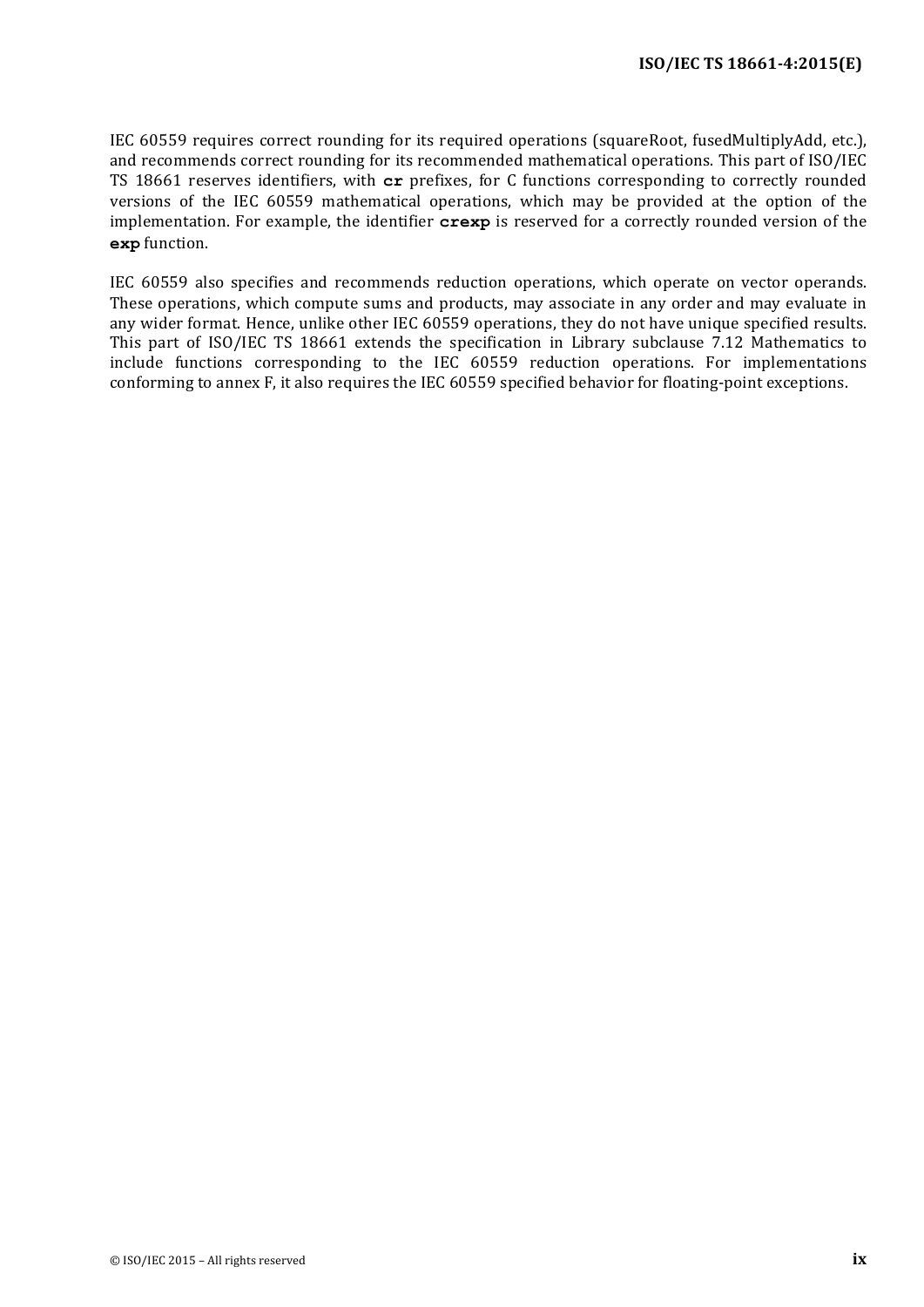IEC 60559 requires correct rounding for its required operations (squareRoot, fusedMultiplyAdd, etc.), and recommends correct rounding for its recommended mathematical operations. This part of ISO/IEC TS 18661 reserves identifiers, with **cr** prefixes, for C functions corresponding to correctly rounded versions of the IEC 60559 mathematical operations, which may be provided at the option of the implementation. For example, the identifier **crexp** is reserved for a correctly rounded version of the **exp** function.

IEC 60559 also specifies and recommends reduction operations, which operate on vector operands. These operations, which compute sums and products, may associate in any order and may evaluate in any wider format. Hence, unlike other IEC 60559 operations, they do not have unique specified results. This part of ISO/IEC TS 18661 extends the specification in Library subclause 7.12 Mathematics to include functions corresponding to the IEC 60559 reduction operations. For implementations conforming to annex F, it also requires the IEC 60559 specified behavior for floating-point exceptions.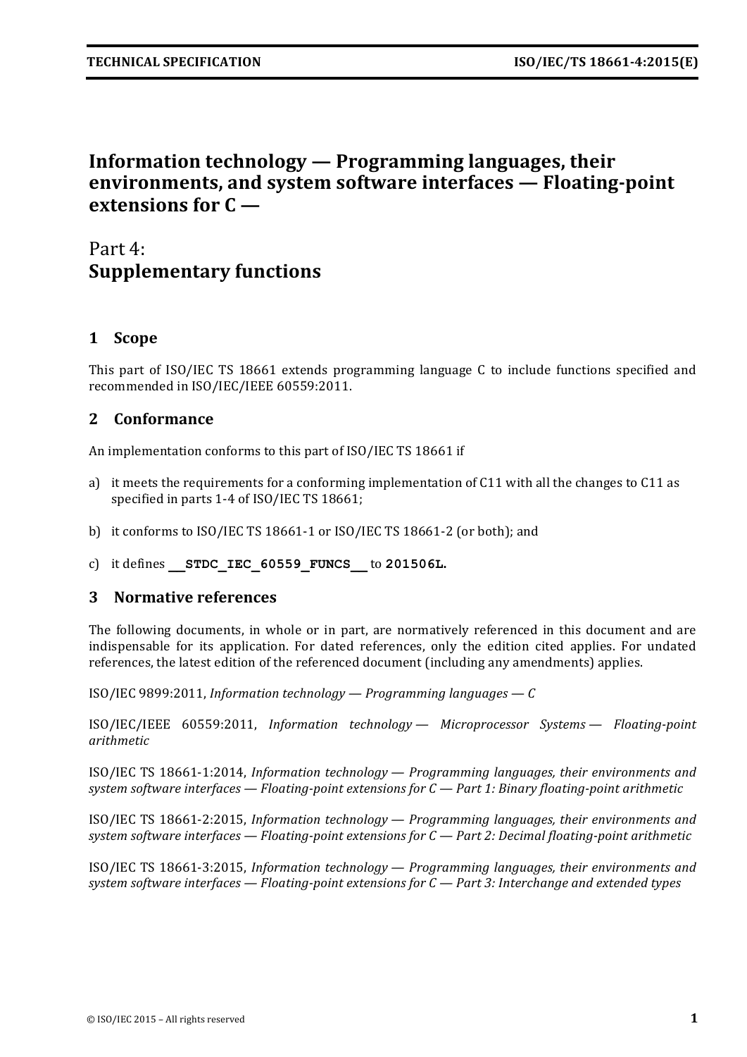# Information technology — Programming languages, their environments, and system software interfaces — Floating-point extensions for C —

## Part 4: **Supplementary functions**

## 1 Scope

This part of ISO/IEC TS 18661 extends programming language C to include functions specified and recommended in ISO/IEC/IEEE 60559:2011.

## 2 Conformance

An implementation conforms to this part of ISO/IEC TS 18661 if

a) it meets the requirements for a conforming implementation of C11 with all the changes to C11 as specified in parts 1-4 of ISO/IEC TS 18661;

b) it conforms to ISO/IEC TS 18661-1 or ISO/IEC TS 18661-2 (or both); and

c) it defines **`__STDC_IEC_60559_FUNCS__`** to **`201506L`**.

## 3 Normative references

The following documents, in whole or in part, are normatively referenced in this document and are indispensable for its application. For dated references, only the edition cited applies. For undated references, the latest edition of the referenced document (including any amendments) applies.

ISO/IEC 9899:2011, *Information technology — Programming languages — C*

ISO/IEC/IEEE 60559:2011, *Information technology — Microprocessor Systems — Floating-point arithmetic*

ISO/IEC TS 18661-1:2014, *Information technology — Programming languages, their environments and system software interfaces — Floating-point extensions for C — Part 1: Binary floating-point arithmetic*

ISO/IEC TS 18661-2:2015, *Information technology — Programming languages, their environments and system software interfaces — Floating-point extensions for C — Part 2: Decimal floating-point arithmetic*

ISO/IEC TS 18661-3:2015, *Information technology — Programming languages, their environments and system software interfaces — Floating-point extensions for C — Part 3: Interchange and extended types*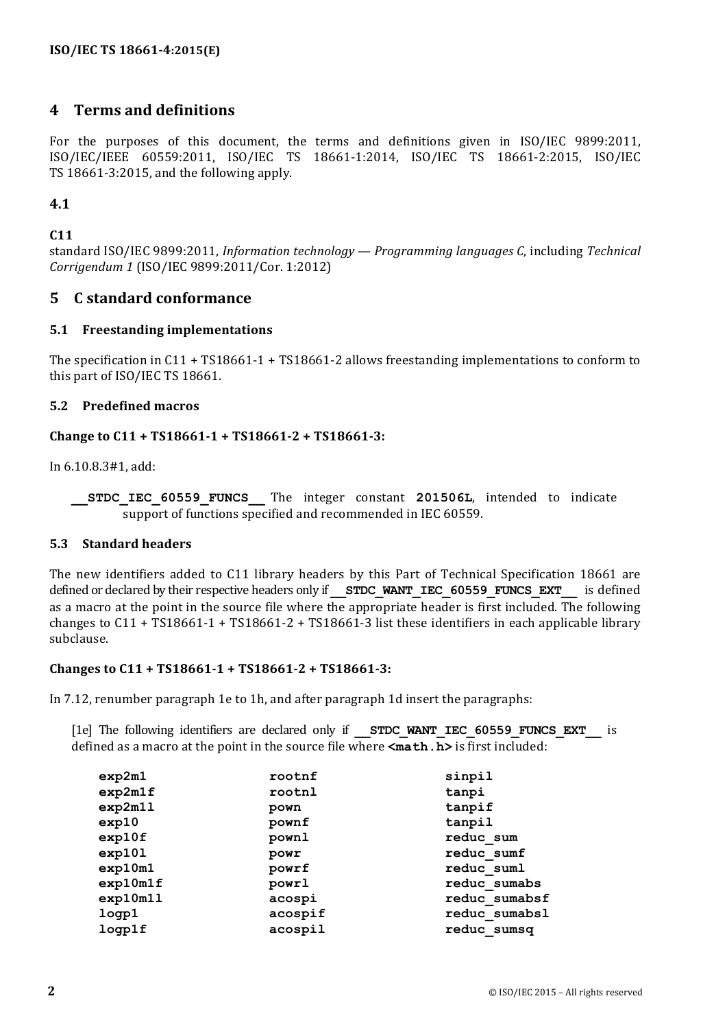## 4 Terms and definitions

For the purposes of this document, the terms and definitions given in ISO/IEC 9899:2011, ISO/IEC/IEEE 60559:2011, ISO/IEC TS 18661-1:2014, ISO/IEC TS 18661-2:2015, ISO/IEC TS 18661-3:2015, and the following apply.

### 4.1

**C11**

standard ISO/IEC 9899:2011, *Information technology — Programming languages C*, including *Technical Corrigendum 1* (ISO/IEC 9899:2011/Cor. 1:2012)

## 5 C standard conformance

### 5.1 Freestanding implementations

The specification in C11 + TS18661-1 + TS18661-2 allows freestanding implementations to conform to this part of ISO/IEC TS 18661.

### 5.2 Predefined macros

**Change to C11 + TS18661-1 + TS18661-2 + TS18661-3:**

In 6.10.8.3#1, add:

> **`__STDC_IEC_60559_FUNCS__`** The integer constant **`201506L`**, intended to indicate support of functions specified and recommended in IEC 60559.

### 5.3 Standard headers

The new identifiers added to C11 library headers by this Part of Technical Specification 18661 are defined or declared by their respective headers only if **`__STDC_WANT_IEC_60559_FUNCS_EXT__`** is defined as a macro at the point in the source file where the appropriate header is first included. The following changes to C11 + TS18661-1 + TS18661-2 + TS18661-3 list these identifiers in each applicable library subclause.

**Changes to C11 + TS18661-1 + TS18661-2 + TS18661-3:**

In 7.12, renumber paragraph 1e to 1h, and after paragraph 1d insert the paragraphs:

> [1e] The following identifiers are declared only if **`__STDC_WANT_IEC_60559_FUNCS_EXT__`** is defined as a macro at the point in the source file where **`<math.h>`** is first included:

```
exp2m1          rootnf          sinpil
exp2m1f         rootnl          tanpi
exp2m1l         pown            tanpif
exp10           pownf           tanpil
exp10f          pownl           reduc_sum
exp10l          powr            reduc_sumf
exp10m1         powrf           reduc_suml
exp10m1f        powrl           reduc_sumabs
exp10m1l        acospi          reduc_sumabsf
logp1           acospif         reduc_sumabsl
logp1f          acospil         reduc_sumsq
```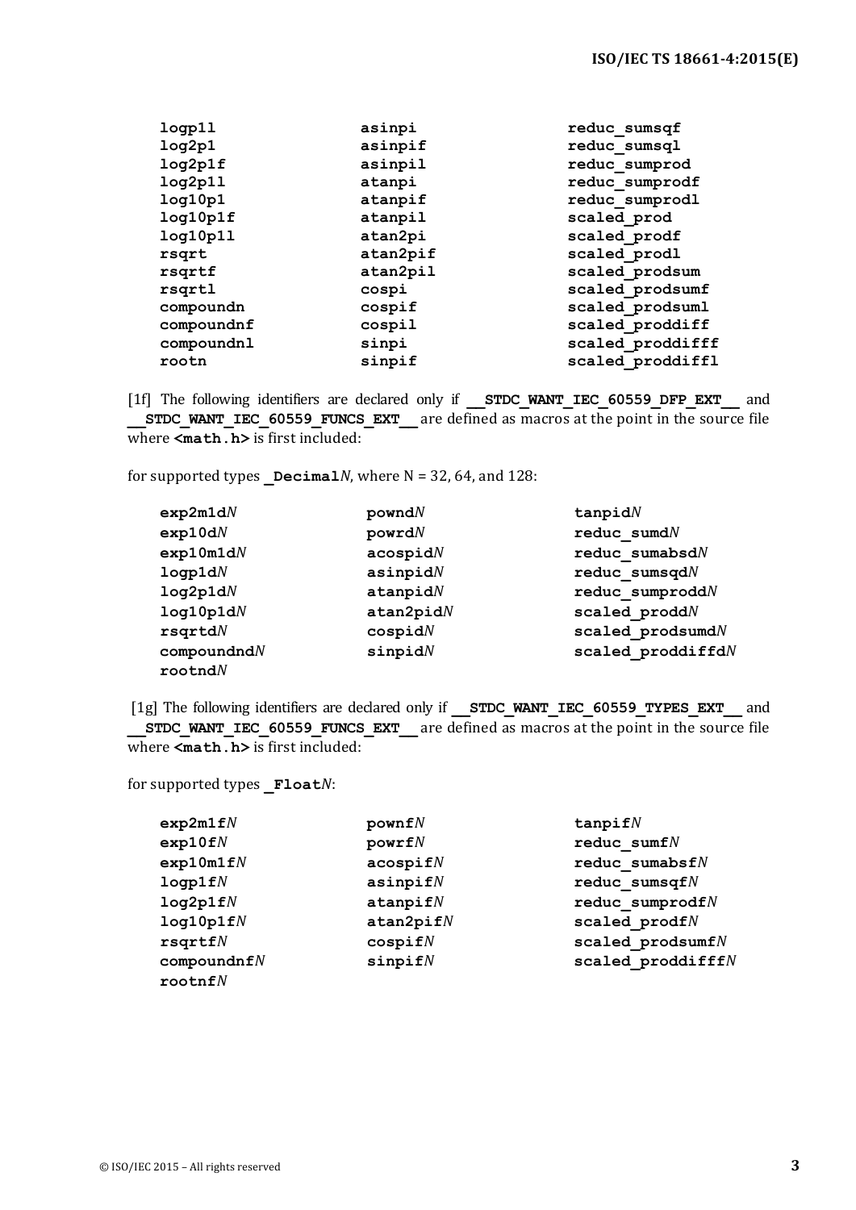```
logp1l          asinpi          reduc_sumsqf
log2p1          asinpif         reduc_sumsql
log2p1f         asinpil         reduc_sumprod
log2p1l         atanpi          reduc_sumprodf
log10p1         atanpif         reduc_sumprodl
log10p1f        atanpil         scaled_prod
log10p1l        atan2pi         scaled_prodf
rsqrt           atan2pif        scaled_prodl
rsqrtf          atan2pil        scaled_prodsum
rsqrtl          cospi           scaled_prodsumf
compoundn       cospif          scaled_prodsuml
compoundnf      cospil          scaled_proddiff
compoundnl      sinpi           scaled_proddifff
rootn           sinpif          scaled_proddiffl
```

[1f] The following identifiers are declared only if **__STDC_WANT_IEC_60559_DFP_EXT__** and **__STDC_WANT_IEC_60559_FUNCS_EXT__** are defined as macros at the point in the source file where **<math.h>** is first included:

for supported types **_Decimal***N*, where N = 32, 64, and 128:

```
exp2m1dN        powndN          tanpidN
exp10dN         powrdN          reduc_sumdN
exp10m1dN       acospidN        reduc_sumabsdN
logp1dN         asinpidN        reduc_sumsqdN
log2p1dN        atanpidN        reduc_sumproddN
log10p1dN       atan2pidN       scaled_proddN
rsqrtdN         cospidN         scaled_prodsumdN
compoundndN     sinpidN         scaled_proddiffdN
rootndN
```

[1g] The following identifiers are declared only if **__STDC_WANT_IEC_60559_TYPES_EXT__** and **__STDC_WANT_IEC_60559_FUNCS_EXT__** are defined as macros at the point in the source file where **<math.h>** is first included:

for supported types **_Float***N*:

```
exp2m1fN        pownfN          tanpifN
exp10fN         powrfN          reduc_sumfN
exp10m1fN       acospifN        reduc_sumabsfN
logp1fN         asinpifN        reduc_sumsqfN
log2p1fN        atanpifN        reduc_sumprodfN
log10p1fN       atan2pifN       scaled_prodfN
rsqrtfN         cospifN         scaled_prodsumfN
compoundnfN     sinpifN         scaled_proddifffN
rootnfN
```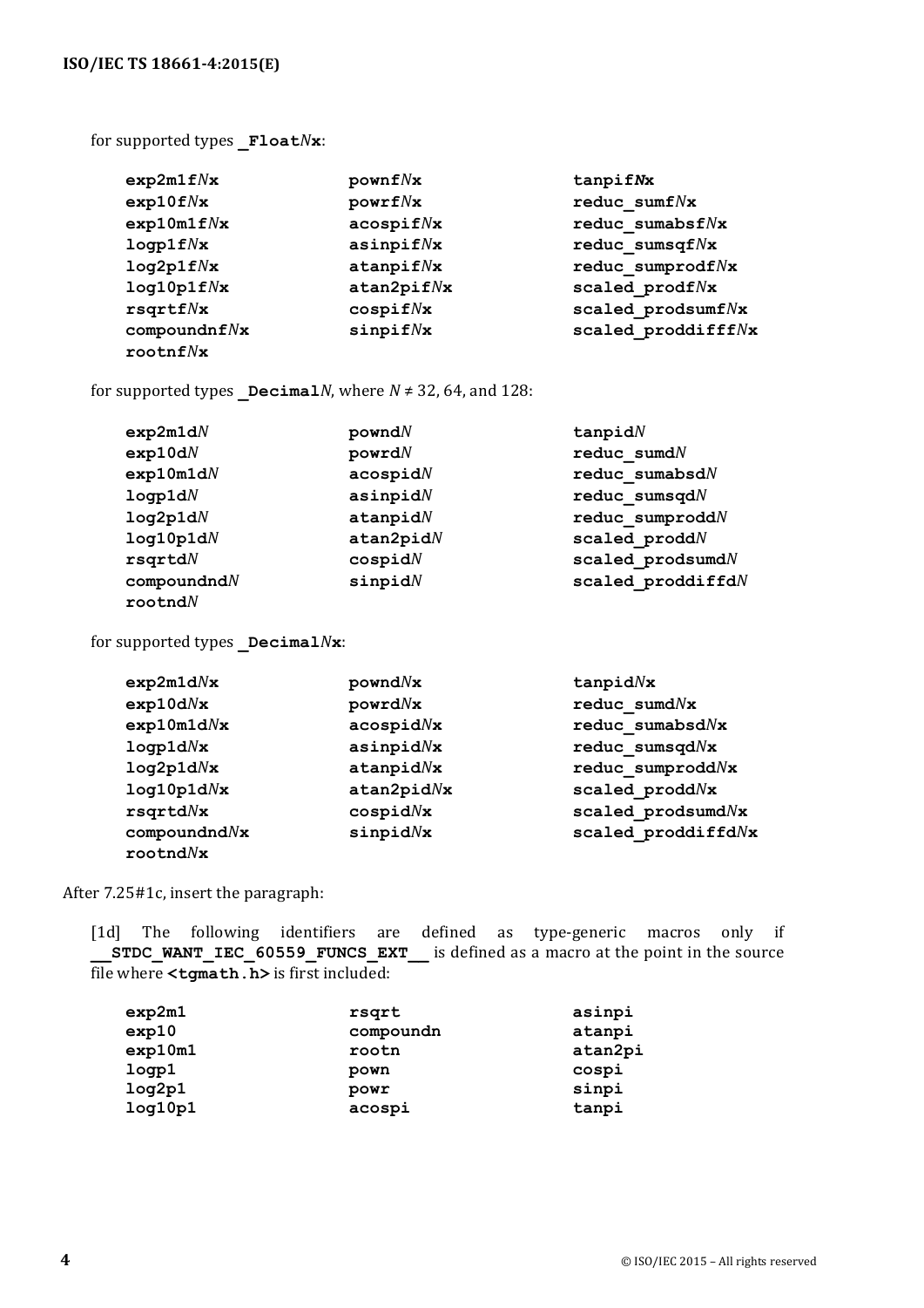for supported types **_Float*N*x**:

| | | |
|---|---|---|
| **exp2m1f*N*x** | **pownf*N*x** | **tanpif*N*x** |
| **exp10f*N*x** | **powrf*N*x** | **reduc_sumf*N*x** |
| **exp10m1f*N*x** | **acospif*N*x** | **reduc_sumabsf*N*x** |
| **logp1f*N*x** | **asinpif*N*x** | **reduc_sumsqf*N*x** |
| **log2p1f*N*x** | **atanpif*N*x** | **reduc_sumprodf*N*x** |
| **log10p1f*N*x** | **atan2pif*N*x** | **scaled_prodf*N*x** |
| **rsqrtf*N*x** | **cospif*N*x** | **scaled_prodsumf*N*x** |
| **compoundnf*N*x** | **sinpif*N*x** | **scaled_proddifff*N*x** |
| **rootnf*N*x** | | |

for supported types **_Decimal*N***, where $N \neq 32$, 64, and 128:

| | | |
|---|---|---|
| **exp2m1d*N*** | **pownd*N*** | **tanpid*N*** |
| **exp10d*N*** | **powrd*N*** | **reduc_sumd*N*** |
| **exp10m1d*N*** | **acospid*N*** | **reduc_sumabsd*N*** |
| **logp1d*N*** | **asinpid*N*** | **reduc_sumsqd*N*** |
| **log2p1d*N*** | **atanpid*N*** | **reduc_sumprodd*N*** |
| **log10p1d*N*** | **atan2pid*N*** | **scaled_prodd*N*** |
| **rsqrtd*N*** | **cospid*N*** | **scaled_prodsumd*N*** |
| **compoundnd*N*** | **sinpid*N*** | **scaled_proddiffd*N*** |
| **rootnd*N*** | | |

for supported types **_Decimal*N*x**:

| | | |
|---|---|---|
| **exp2m1d*N*x** | **pownd*N*x** | **tanpid*N*x** |
| **exp10d*N*x** | **powrd*N*x** | **reduc_sumd*N*x** |
| **exp10m1d*N*x** | **acospid*N*x** | **reduc_sumabsd*N*x** |
| **logp1d*N*x** | **asinpid*N*x** | **reduc_sumsqd*N*x** |
| **log2p1d*N*x** | **atanpid*N*x** | **reduc_sumprodd*N*x** |
| **log10p1d*N*x** | **atan2pid*N*x** | **scaled_prodd*N*x** |
| **rsqrtd*N*x** | **cospid*N*x** | **scaled_prodsumd*N*x** |
| **compoundnd*N*x** | **sinpid*N*x** | **scaled_proddiffd*N*x** |
| **rootnd*N*x** | | |

After 7.25#1c, insert the paragraph:

[1d] The following identifiers are defined as type-generic macros only if **__STDC_WANT_IEC_60559_FUNCS_EXT__** is defined as a macro at the point in the source file where **<tgmath.h>** is first included:

| | | |
|---|---|---|
| **exp2m1** | **rsqrt** | **asinpi** |
| **exp10** | **compoundn** | **atanpi** |
| **exp10m1** | **rootn** | **atan2pi** |
| **logp1** | **pown** | **cospi** |
| **log2p1** | **powr** | **sinpi** |
| **log10p1** | **acospi** | **tanpi** |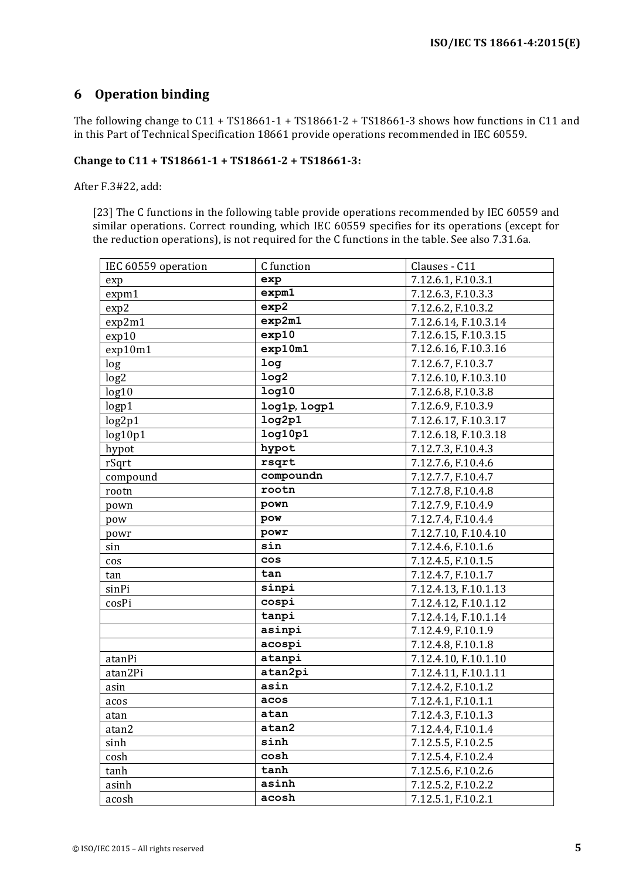## 6 Operation binding

The following change to C11 + TS18661-1 + TS18661-2 + TS18661-3 shows how functions in C11 and in this Part of Technical Specification 18661 provide operations recommended in IEC 60559.

**Change to C11 + TS18661-1 + TS18661-2 + TS18661-3:**

After F.3#22, add:

> [23] The C functions in the following table provide operations recommended by IEC 60559 and similar operations. Correct rounding, which IEC 60559 specifies for its operations (except for the reduction operations), is not required for the C functions in the table. See also 7.31.6a.

| IEC 60559 operation | C function | Clauses - C11 |
|---|---|---|
| exp | **exp** | 7.12.6.1, F.10.3.1 |
| expm1 | **expm1** | 7.12.6.3, F.10.3.3 |
| exp2 | **exp2** | 7.12.6.2, F.10.3.2 |
| exp2m1 | **exp2m1** | 7.12.6.14, F.10.3.14 |
| exp10 | **exp10** | 7.12.6.15, F.10.3.15 |
| exp10m1 | **exp10m1** | 7.12.6.16, F.10.3.16 |
| log | **log** | 7.12.6.7, F.10.3.7 |
| log2 | **log2** | 7.12.6.10, F.10.3.10 |
| log10 | **log10** | 7.12.6.8, F.10.3.8 |
| logp1 | **log1p**, **logp1** | 7.12.6.9, F.10.3.9 |
| log2p1 | **log2p1** | 7.12.6.17, F.10.3.17 |
| log10p1 | **log10p1** | 7.12.6.18, F.10.3.18 |
| hypot | **hypot** | 7.12.7.3, F.10.4.3 |
| rSqrt | **rsqrt** | 7.12.7.6, F.10.4.6 |
| compound | **compoundn** | 7.12.7.7, F.10.4.7 |
| rootn | **rootn** | 7.12.7.8, F.10.4.8 |
| pown | **pown** | 7.12.7.9, F.10.4.9 |
| pow | **pow** | 7.12.7.4, F.10.4.4 |
| powr | **powr** | 7.12.7.10, F.10.4.10 |
| sin | **sin** | 7.12.4.6, F.10.1.6 |
| cos | **cos** | 7.12.4.5, F.10.1.5 |
| tan | **tan** | 7.12.4.7, F.10.1.7 |
| sinPi | **sinpi** | 7.12.4.13, F.10.1.13 |
| cosPi | **cospi** | 7.12.4.12, F.10.1.12 |
| | **tanpi** | 7.12.4.14, F.10.1.14 |
| | **asinpi** | 7.12.4.9, F.10.1.9 |
| | **acospi** | 7.12.4.8, F.10.1.8 |
| atanPi | **atanpi** | 7.12.4.10, F.10.1.10 |
| atan2Pi | **atan2pi** | 7.12.4.11, F.10.1.11 |
| asin | **asin** | 7.12.4.2, F.10.1.2 |
| acos | **acos** | 7.12.4.1, F.10.1.1 |
| atan | **atan** | 7.12.4.3, F.10.1.3 |
| atan2 | **atan2** | 7.12.4.4, F.10.1.4 |
| sinh | **sinh** | 7.12.5.5, F.10.2.5 |
| cosh | **cosh** | 7.12.5.4, F.10.2.4 |
| tanh | **tanh** | 7.12.5.6, F.10.2.6 |
| asinh | **asinh** | 7.12.5.2, F.10.2.2 |
| acosh | **acosh** | 7.12.5.1, F.10.2.1 |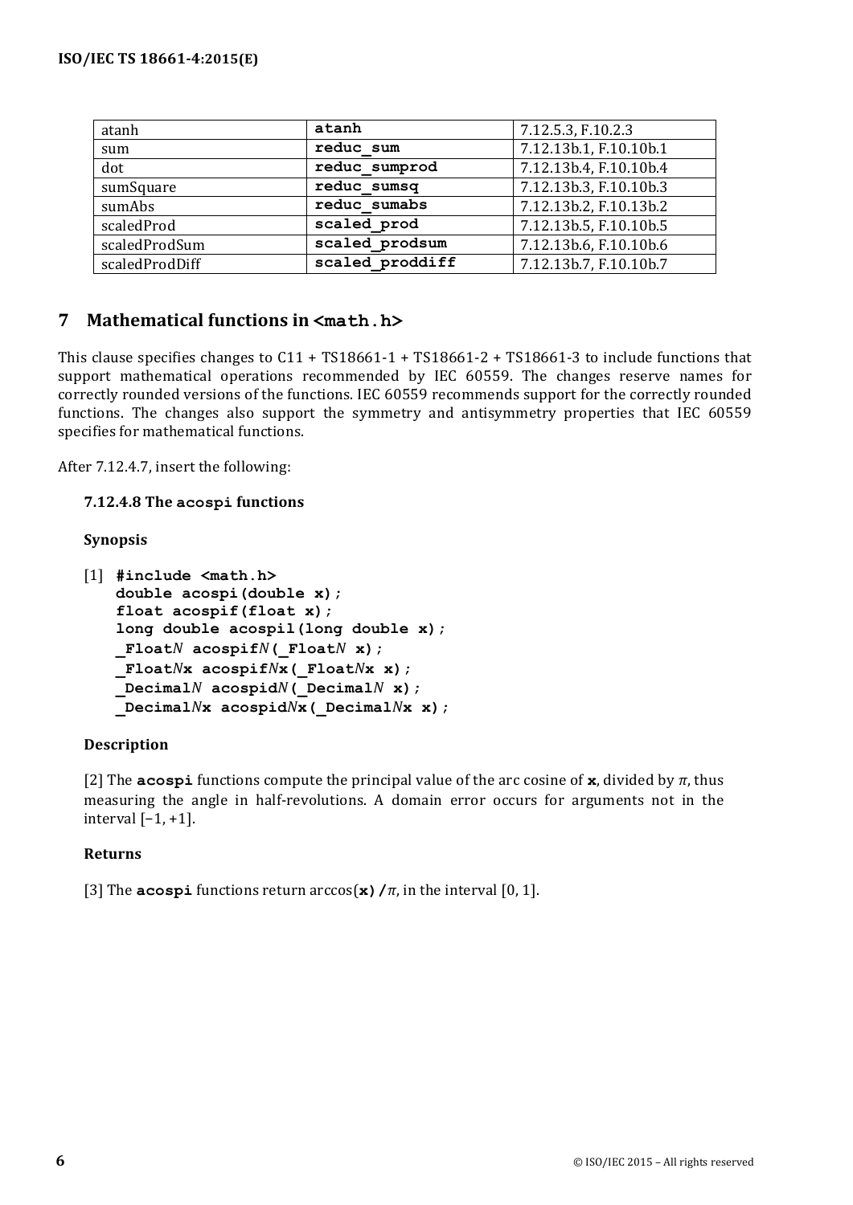| atanh | `atanh` | 7.12.5.3, F.10.2.3 |
|---|---|---|
| sum | `reduc_sum` | 7.12.13b.1, F.10.10b.1 |
| dot | `reduc_sumprod` | 7.12.13b.4, F.10.10b.4 |
| sumSquare | `reduc_sumsq` | 7.12.13b.3, F.10.10b.3 |
| sumAbs | `reduc_sumabs` | 7.12.13b.2, F.10.13b.2 |
| scaledProd | `scaled_prod` | 7.12.13b.5, F.10.10b.5 |
| scaledProdSum | `scaled_prodsum` | 7.12.13b.6, F.10.10b.6 |
| scaledProdDiff | `scaled_proddiff` | 7.12.13b.7, F.10.10b.7 |

# 7 Mathematical functions in `<math.h>`

This clause specifies changes to C11 + TS18661-1 + TS18661-2 + TS18661-3 to include functions that support mathematical operations recommended by IEC 60559. The changes reserve names for correctly rounded versions of the functions. IEC 60559 recommends support for the correctly rounded functions. The changes also support the symmetry and antisymmetry properties that IEC 60559 specifies for mathematical functions.

After 7.12.4.7, insert the following:

**7.12.4.8 The `acospi` functions**

**Synopsis**

[1]
```
#include <math.h>
double acospi(double x);
float acospif(float x);
long double acospil(long double x);
_FloatN acospifN(_FloatN x);
_FloatNx acospifNx(_FloatNx x);
_DecimalN acospidN(_DecimalN x);
_DecimalNx acospidNx(_DecimalNx x);
```

**Description**

[2] The **`acospi`** functions compute the principal value of the arc cosine of **`x`**, divided by $\pi$, thus measuring the angle in half-revolutions. A domain error occurs for arguments not in the interval $[-1, +1]$.

**Returns**

[3] The **`acospi`** functions return arccos(**`x`**)**`/`**$\pi$, in the interval $[0, 1]$.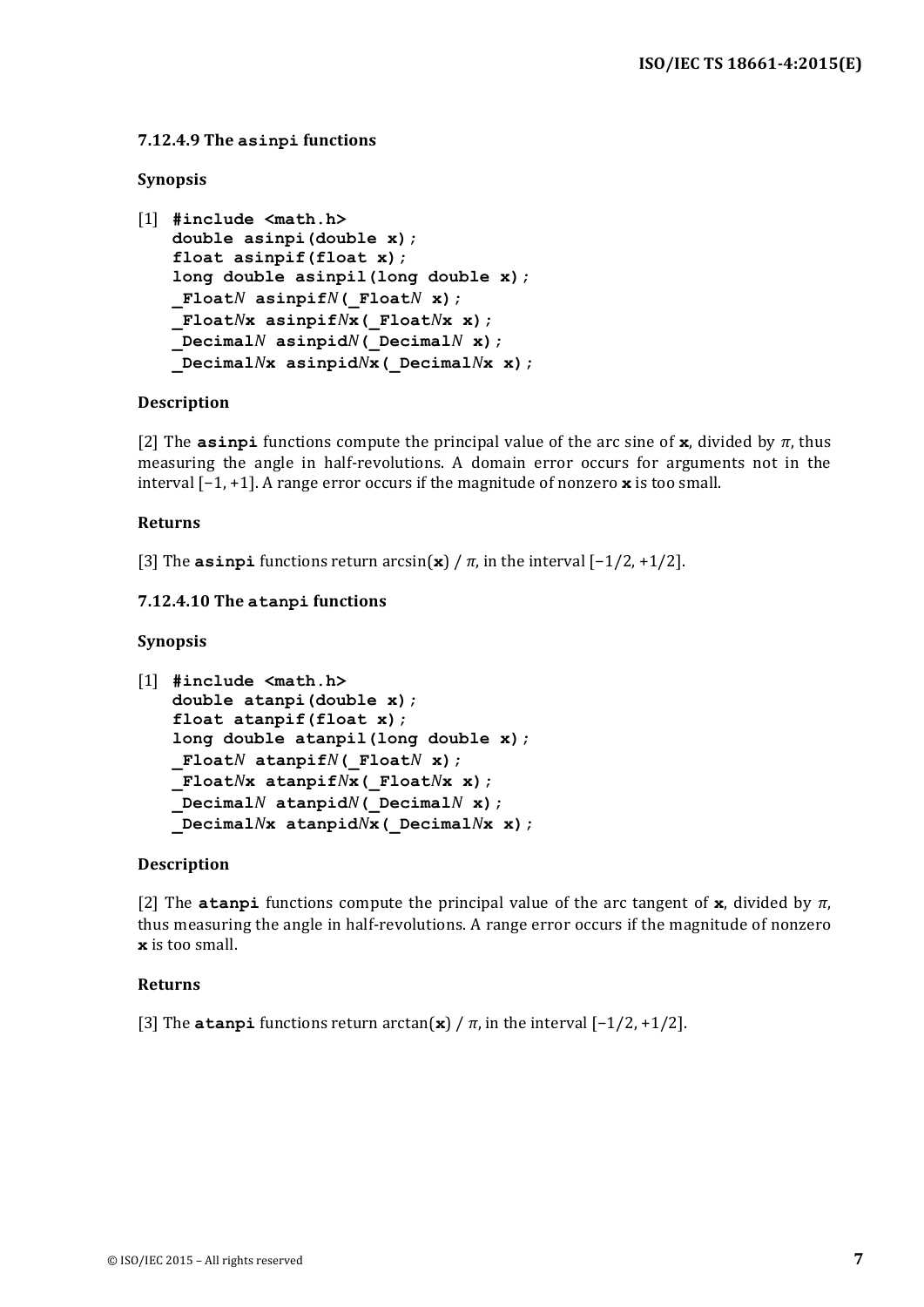#### 7.12.4.9 The `asinpi` functions

**Synopsis**

[1]
```
#include <math.h>
double asinpi(double x);
float asinpif(float x);
long double asinpil(long double x);
_FloatN asinpifN(_FloatN x);
_FloatNx asinpifNx(_FloatNx x);
_DecimalN asinpidN(_DecimalN x);
_DecimalNx asinpidNx(_DecimalNx x);
```

**Description**

[2] The **asinpi** functions compute the principal value of the arc sine of **x**, divided by $\pi$, thus measuring the angle in half-revolutions. A domain error occurs for arguments not in the interval $[-1, +1]$. A range error occurs if the magnitude of nonzero **x** is too small.

**Returns**

[3] The **asinpi** functions return arcsin(**x**) / $\pi$, in the interval $[-1/2, +1/2]$.

#### 7.12.4.10 The `atanpi` functions

**Synopsis**

[1]
```
#include <math.h>
double atanpi(double x);
float atanpif(float x);
long double atanpil(long double x);
_FloatN atanpifN(_FloatN x);
_FloatNx atanpifNx(_FloatNx x);
_DecimalN atanpidN(_DecimalN x);
_DecimalNx atanpidNx(_DecimalNx x);
```

**Description**

[2] The **atanpi** functions compute the principal value of the arc tangent of **x**, divided by $\pi$, thus measuring the angle in half-revolutions. A range error occurs if the magnitude of nonzero **x** is too small.

**Returns**

[3] The **atanpi** functions return arctan(**x**) / $\pi$, in the interval $[-1/2, +1/2]$.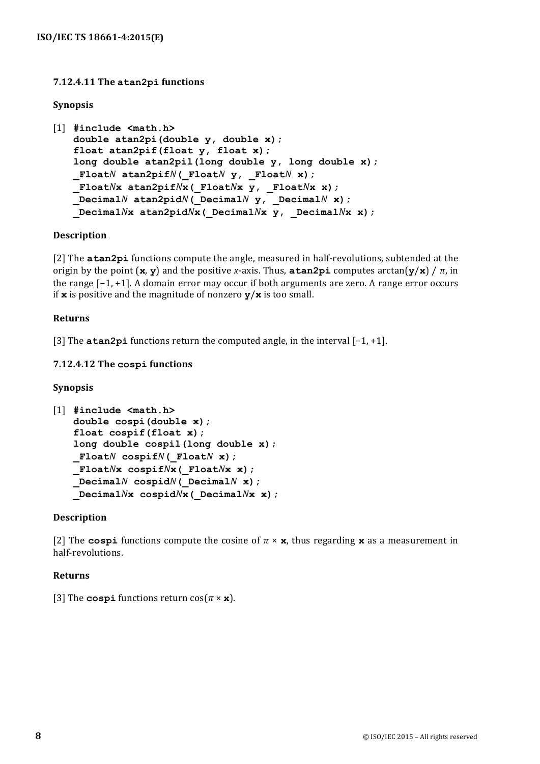### 7.12.4.11 The atan2pi functions

**Synopsis**

```
[1] #include <math.h>
    double atan2pi(double y, double x);
    float atan2pif(float y, float x);
    long double atan2pil(long double y, long double x);
    _FloatN atan2pifN(_FloatN y, _FloatN x);
    _FloatNx atan2pifNx(_FloatNx y, _FloatNx x);
    _DecimalN atan2pidN(_DecimalN y, _DecimalN x);
    _DecimalNx atan2pidNx(_DecimalNx y, _DecimalNx x);
```

**Description**

[2] The **atan2pi** functions compute the angle, measured in half-revolutions, subtended at the origin by the point (**x**, **y**) and the positive *x*-axis. Thus, **atan2pi** computes arctan(**y**/**x**) / $\pi$, in the range [−1, +1]. A domain error may occur if both arguments are zero. A range error occurs if **x** is positive and the magnitude of nonzero **y**/**x** is too small.

**Returns**

[3] The **atan2pi** functions return the computed angle, in the interval [−1, +1].

### 7.12.4.12 The cospi functions

**Synopsis**

```
[1] #include <math.h>
    double cospi(double x);
    float cospif(float x);
    long double cospil(long double x);
    _FloatN cospifN(_FloatN x);
    _FloatNx cospifNx(_FloatNx x);
    _DecimalN cospidN(_DecimalN x);
    _DecimalNx cospidNx(_DecimalNx x);
```

**Description**

[2] The **cospi** functions compute the cosine of $\pi$ × **x**, thus regarding **x** as a measurement in half-revolutions.

**Returns**

[3] The **cospi** functions return cos($\pi$ × **x**).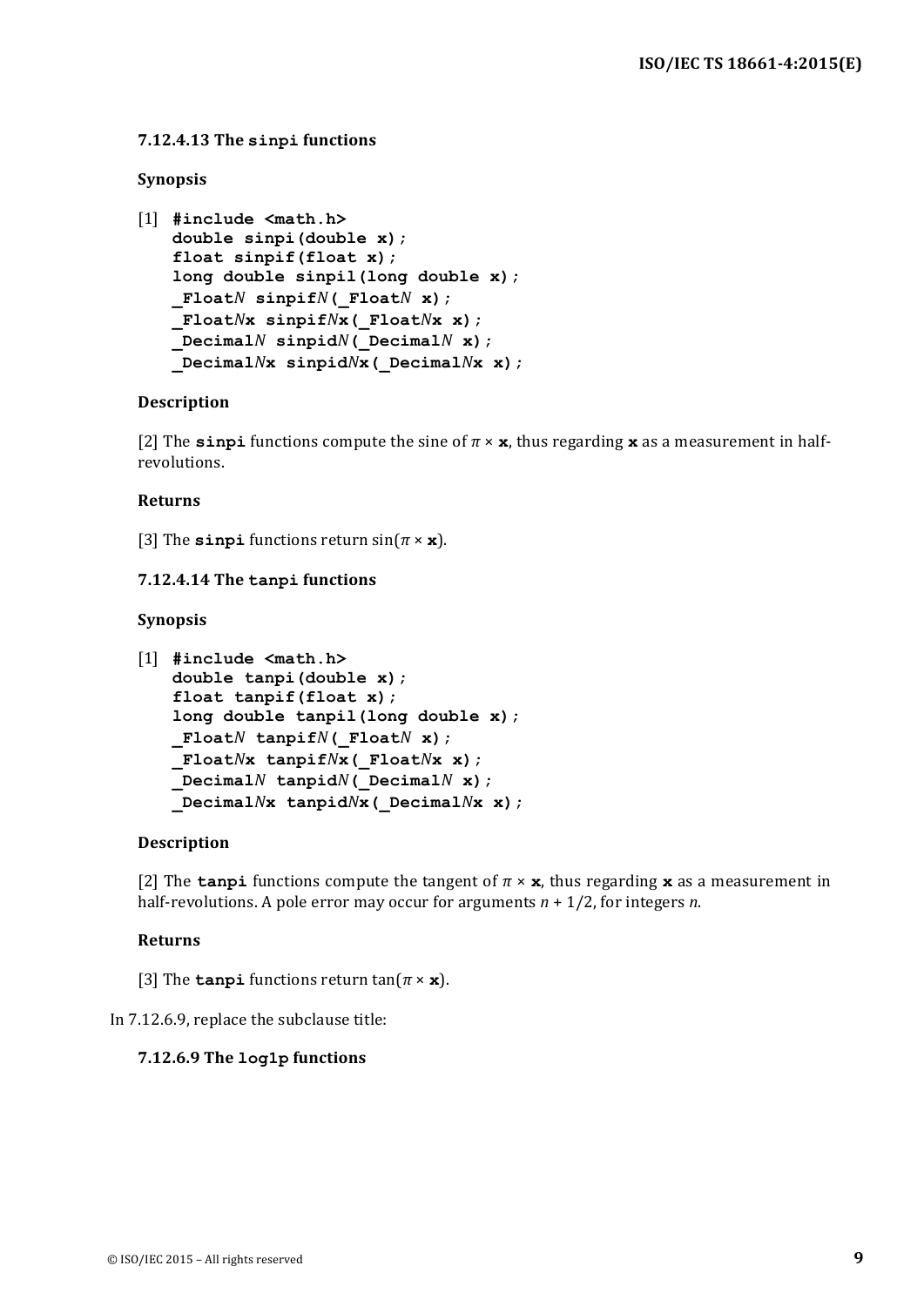### 7.12.4.13 The `sinpi` functions

**Synopsis**

[1]
```
#include <math.h>
double sinpi(double x);
float sinpif(float x);
long double sinpil(long double x);
_FloatN sinpifN(_FloatN x);
_FloatNx sinpifNx(_FloatNx x);
_DecimalN sinpidN(_DecimalN x);
_DecimalNx sinpidNx(_DecimalNx x);
```

**Description**

[2] The **sinpi** functions compute the sine of $\pi \times$ **x**, thus regarding **x** as a measurement in half-revolutions.

**Returns**

[3] The **sinpi** functions return sin($\pi \times$ **x**).

### 7.12.4.14 The `tanpi` functions

**Synopsis**

[1]
```
#include <math.h>
double tanpi(double x);
float tanpif(float x);
long double tanpil(long double x);
_FloatN tanpifN(_FloatN x);
_FloatNx tanpifNx(_FloatNx x);
_DecimalN tanpidN(_DecimalN x);
_DecimalNx tanpidNx(_DecimalNx x);
```

**Description**

[2] The **tanpi** functions compute the tangent of $\pi \times$ **x**, thus regarding **x** as a measurement in half-revolutions. A pole error may occur for arguments $n + 1/2$, for integers $n$.

**Returns**

[3] The **tanpi** functions return tan($\pi \times$ **x**).

In 7.12.6.9, replace the subclause title:

### 7.12.6.9 The `log1p` functions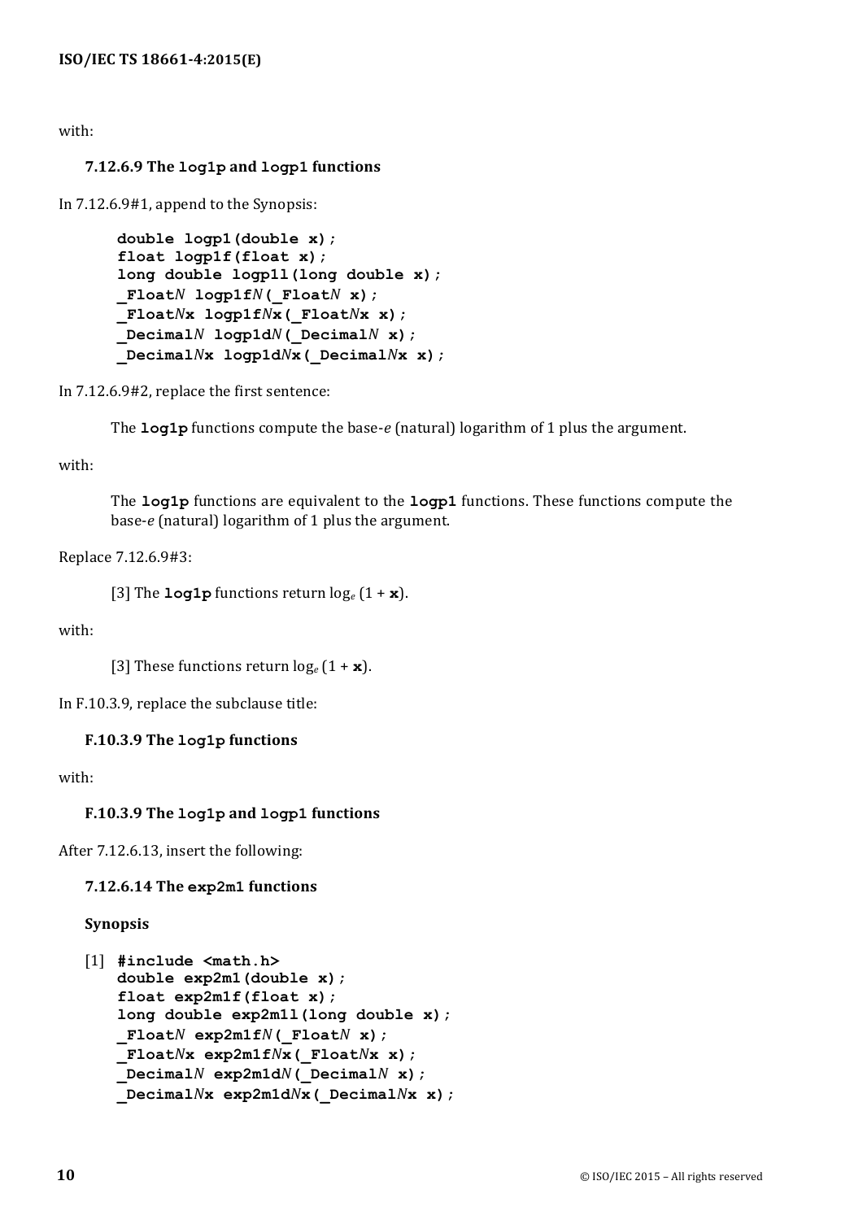with:

**7.12.6.9 The `log1p` and `logp1` functions**

In 7.12.6.9#1, append to the Synopsis:

```
double logp1(double x);
float logp1f(float x);
long double logp1l(long double x);
_FloatN logp1fN(_FloatN x);
_FloatNx logp1fNx(_FloatNx x);
_DecimalN logp1dN(_DecimalN x);
_DecimalNx logp1dNx(_DecimalNx x);
```

In 7.12.6.9#2, replace the first sentence:

> The **`log1p`** functions compute the base-*e* (natural) logarithm of 1 plus the argument.

with:

> The **`log1p`** functions are equivalent to the **`logp1`** functions. These functions compute the base-*e* (natural) logarithm of 1 plus the argument.

Replace 7.12.6.9#3:

> [3] The **`log1p`** functions return $\log_e (1 + \mathbf{x})$.

with:

> [3] These functions return $\log_e (1 + \mathbf{x})$.

In F.10.3.9, replace the subclause title:

**F.10.3.9 The `log1p` functions**

with:

**F.10.3.9 The `log1p` and `logp1` functions**

After 7.12.6.13, insert the following:

**7.12.6.14 The `exp2m1` functions**

**Synopsis**

[1]
```
#include <math.h>
double exp2m1(double x);
float exp2m1f(float x);
long double exp2m1l(long double x);
_FloatN exp2m1fN(_FloatN x);
_FloatNx exp2m1fNx(_FloatNx x);
_DecimalN exp2m1dN(_DecimalN x);
_DecimalNx exp2m1dNx(_DecimalNx x);
```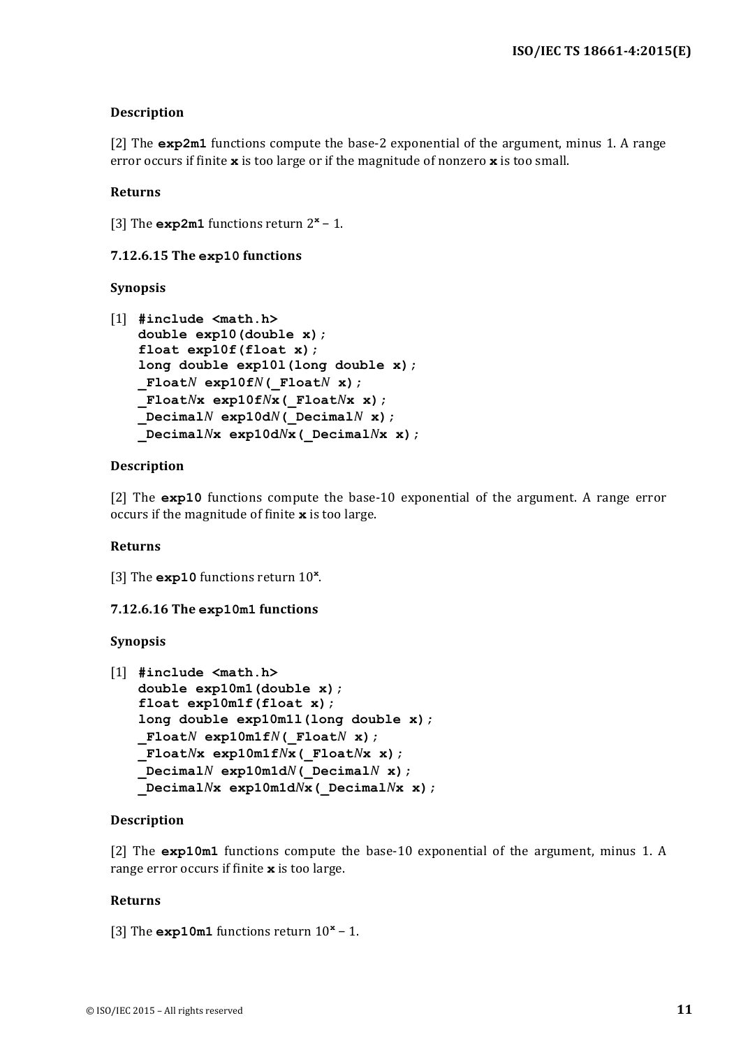**Description**

[2] The **exp2m1** functions compute the base-2 exponential of the argument, minus 1. A range error occurs if finite **x** is too large or if the magnitude of nonzero **x** is too small.

**Returns**

[3] The **exp2m1** functions return $2^{\mathbf{x}} - 1$.

### 7.12.6.15 The exp10 functions

**Synopsis**

[1]
```
#include <math.h>
double exp10(double x);
float exp10f(float x);
long double exp10l(long double x);
_FloatN exp10fN(_FloatN x);
_FloatNx exp10fNx(_FloatNx x);
_DecimalN exp10dN(_DecimalN x);
_DecimalNx exp10dNx(_DecimalNx x);
```

**Description**

[2] The **exp10** functions compute the base-10 exponential of the argument. A range error occurs if the magnitude of finite **x** is too large.

**Returns**

[3] The **exp10** functions return $10^{\mathbf{x}}$.

### 7.12.6.16 The exp10m1 functions

**Synopsis**

[1]
```
#include <math.h>
double exp10m1(double x);
float exp10m1f(float x);
long double exp10m1l(long double x);
_FloatN exp10m1fN(_FloatN x);
_FloatNx exp10m1fNx(_FloatNx x);
_DecimalN exp10m1dN(_DecimalN x);
_DecimalNx exp10m1dNx(_DecimalNx x);
```

**Description**

[2] The **exp10m1** functions compute the base-10 exponential of the argument, minus 1. A range error occurs if finite **x** is too large.

**Returns**

[3] The **exp10m1** functions return $10^{\mathbf{x}} - 1$.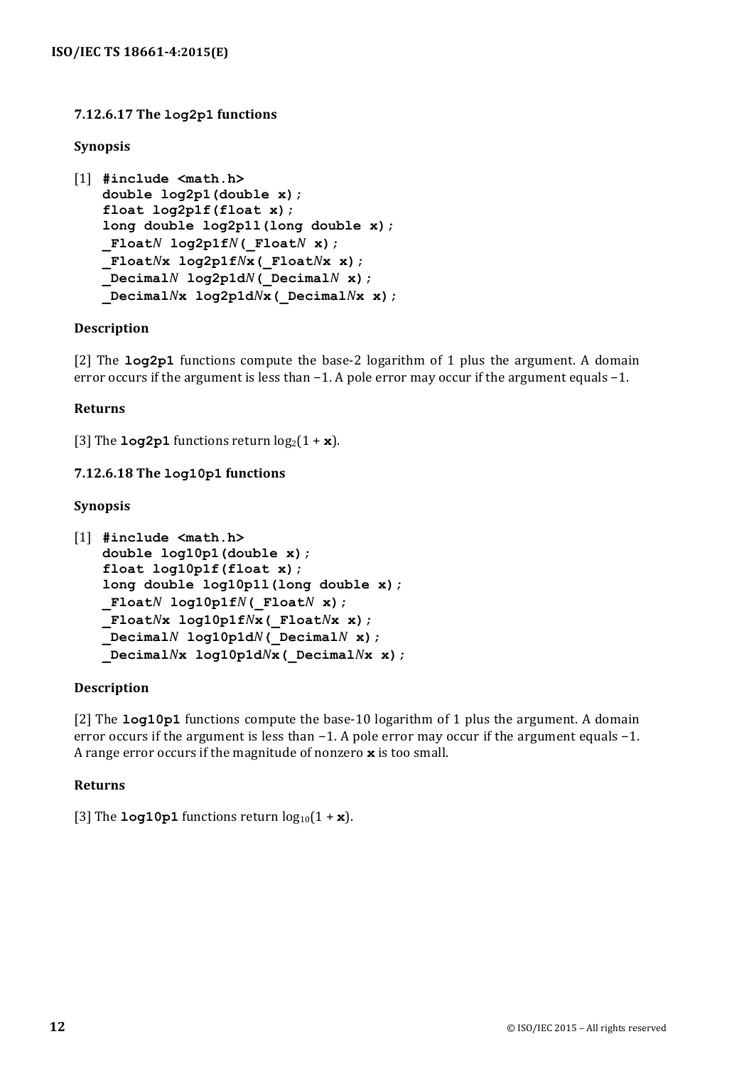### 7.12.6.17 The `log2p1` functions

**Synopsis**

[1]
```
#include <math.h>
double log2p1(double x);
float log2p1f(float x);
long double log2p1l(long double x);
_FloatN log2p1fN(_FloatN x);
_FloatNx log2p1fNx(_FloatNx x);
_DecimalN log2p1dN(_DecimalN x);
_DecimalNx log2p1dNx(_DecimalNx x);
```

**Description**

[2] The **log2p1** functions compute the base-2 logarithm of 1 plus the argument. A domain error occurs if the argument is less than −1. A pole error may occur if the argument equals −1.

**Returns**

[3] The **log2p1** functions return $\log_2(1 + \mathbf{x})$.

### 7.12.6.18 The `log10p1` functions

**Synopsis**

[1]
```
#include <math.h>
double log10p1(double x);
float log10p1f(float x);
long double log10p1l(long double x);
_FloatN log10p1fN(_FloatN x);
_FloatNx log10p1fNx(_FloatNx x);
_DecimalN log10p1dN(_DecimalN x);
_DecimalNx log10p1dNx(_DecimalNx x);
```

**Description**

[2] The **log10p1** functions compute the base-10 logarithm of 1 plus the argument. A domain error occurs if the argument is less than −1. A pole error may occur if the argument equals −1. A range error occurs if the magnitude of nonzero **x** is too small.

**Returns**

[3] The **log10p1** functions return $\log_{10}(1 + \mathbf{x})$.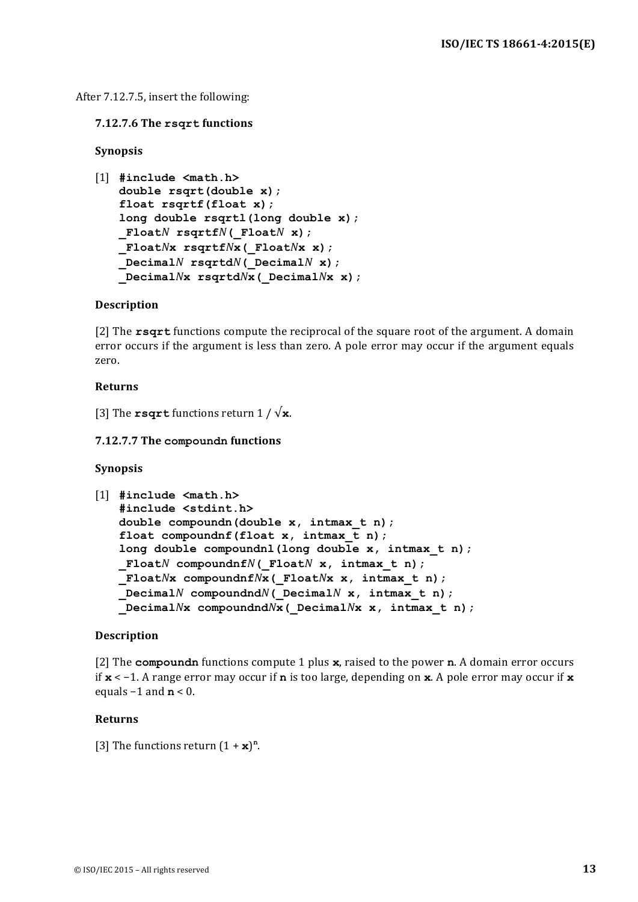After 7.12.7.5, insert the following:

### 7.12.7.6 The rsqrt functions

**Synopsis**

[1]
```
#include <math.h>
double rsqrt(double x);
float rsqrtf(float x);
long double rsqrtl(long double x);
_FloatN rsqrtfN(_FloatN x);
_FloatNx rsqrtfNx(_FloatNx x);
_DecimalN rsqrtdN(_DecimalN x);
_DecimalNx rsqrtdNx(_DecimalNx x);
```

**Description**

[2] The **rsqrt** functions compute the reciprocal of the square root of the argument. A domain error occurs if the argument is less than zero. A pole error may occur if the argument equals zero.

**Returns**

[3] The **rsqrt** functions return $1 / \sqrt{\mathbf{x}}$.

### 7.12.7.7 The compoundn functions

**Synopsis**

[1]
```
#include <math.h>
#include <stdint.h>
double compoundn(double x, intmax_t n);
float compoundnf(float x, intmax_t n);
long double compoundnl(long double x, intmax_t n);
_FloatN compoundnfN(_FloatN x, intmax_t n);
_FloatNx compoundnfNx(_FloatNx x, intmax_t n);
_DecimalN compoundndN(_DecimalN x, intmax_t n);
_DecimalNx compoundndNx(_DecimalNx x, intmax_t n);
```

**Description**

[2] The **compoundn** functions compute 1 plus **x**, raised to the power **n**. A domain error occurs if $\mathbf{x} < -1$. A range error may occur if **n** is too large, depending on **x**. A pole error may occur if **x** equals $-1$ and $\mathbf{n} < 0$.

**Returns**

[3] The functions return $(1 + \mathbf{x})^{\mathbf{n}}$.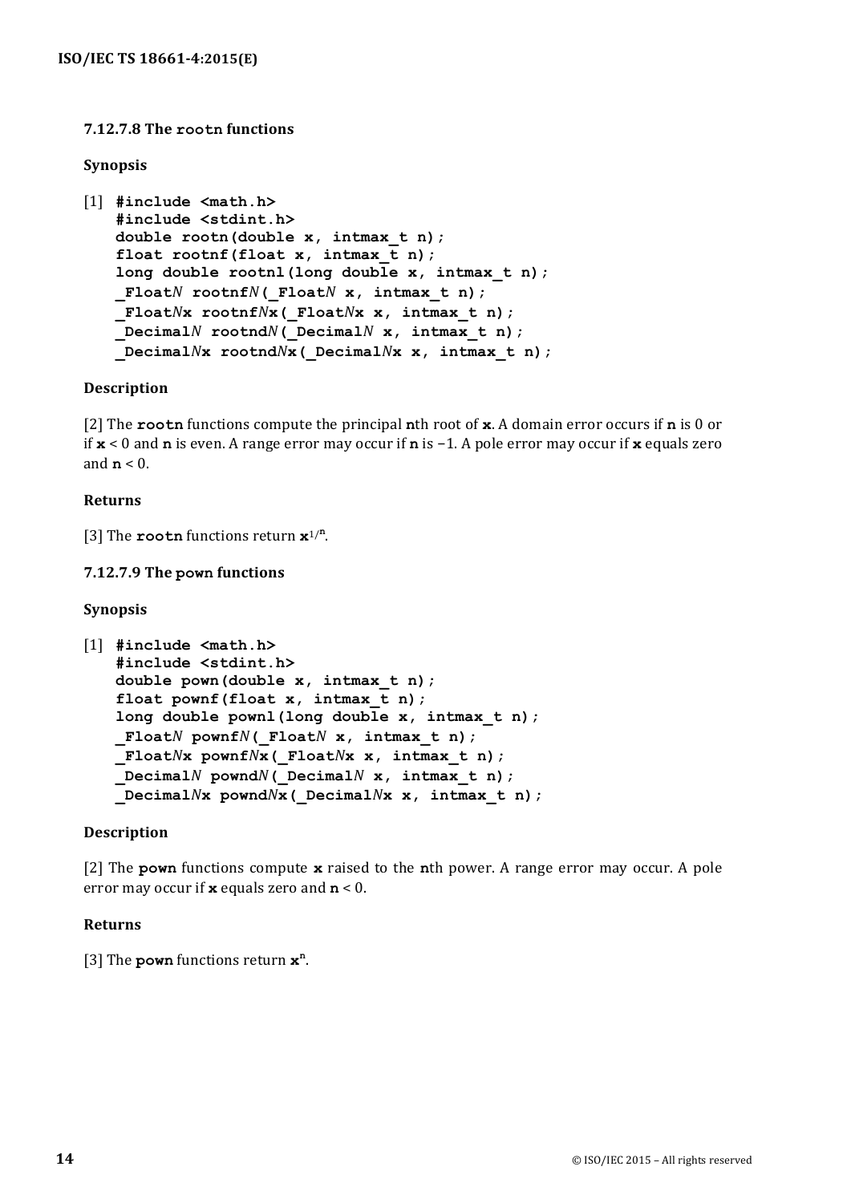### 7.12.7.8 The `rootn` functions

**Synopsis**

[1]
```
#include <math.h>
#include <stdint.h>
double rootn(double x, intmax_t n);
float rootnf(float x, intmax_t n);
long double rootnl(long double x, intmax_t n);
_FloatN rootnfN(_FloatN x, intmax_t n);
_FloatNx rootnfNx(_FloatNx x, intmax_t n);
_DecimalN rootndN(_DecimalN x, intmax_t n);
_DecimalNx rootndNx(_DecimalNx x, intmax_t n);
```

**Description**

[2] The **rootn** functions compute the principal **n**th root of **x**. A domain error occurs if **n** is 0 or if **x** < 0 and **n** is even. A range error may occur if **n** is −1. A pole error may occur if **x** equals zero and **n** < 0.

**Returns**

[3] The **rootn** functions return $\mathbf{x}^{1/\mathbf{n}}$.

### 7.12.7.9 The pown functions

**Synopsis**

[1]
```
#include <math.h>
#include <stdint.h>
double pown(double x, intmax_t n);
float pownf(float x, intmax_t n);
long double pownl(long double x, intmax_t n);
_FloatN pownfN(_FloatN x, intmax_t n);
_FloatNx pownfNx(_FloatNx x, intmax_t n);
_DecimalN powndN(_DecimalN x, intmax_t n);
_DecimalNx powndNx(_DecimalNx x, intmax_t n);
```

**Description**

[2] The **pown** functions compute **x** raised to the **n**th power. A range error may occur. A pole error may occur if **x** equals zero and **n** < 0.

**Returns**

[3] The **pown** functions return $\mathbf{x}^{\mathbf{n}}$.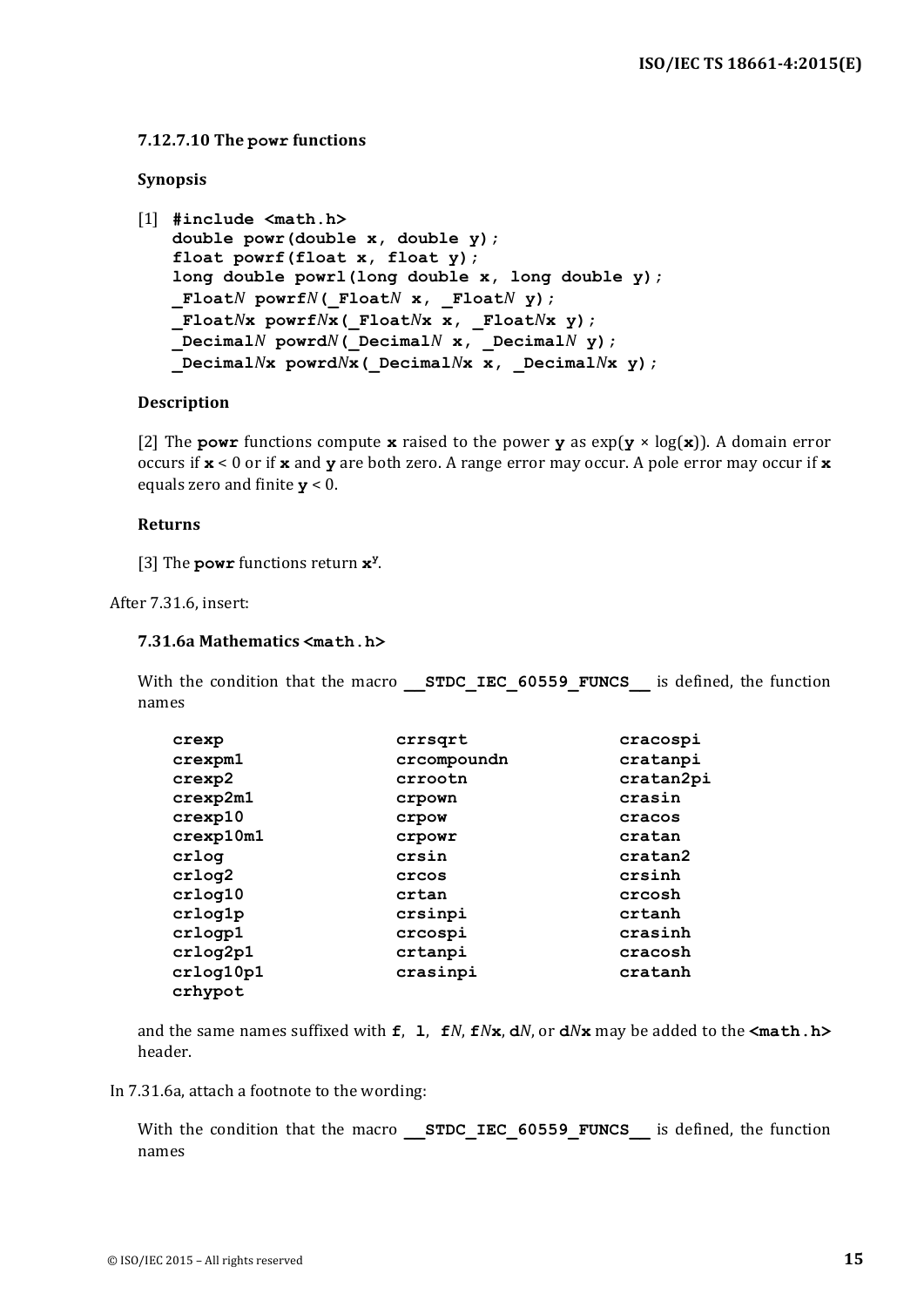### 7.12.7.10 The `powr` functions

**Synopsis**

[1]
```
#include <math.h>
double powr(double x, double y);
float powrf(float x, float y);
long double powrl(long double x, long double y);
_FloatN powrfN(_FloatN x, _FloatN y);
_FloatNx powrfNx(_FloatNx x, _FloatNx y);
_DecimalN powrdN(_DecimalN x, _DecimalN y);
_DecimalNx powrdNx(_DecimalNx x, _DecimalNx y);
```

**Description**

[2] The **powr** functions compute **x** raised to the power **y** as exp(**y** × log(**x**)). A domain error occurs if **x** < 0 or if **x** and **y** are both zero. A range error may occur. A pole error may occur if **x** equals zero and finite **y** < 0.

**Returns**

[3] The **powr** functions return $\mathbf{x}^{\mathbf{y}}$.

After 7.31.6, insert:

### 7.31.6a Mathematics `<math.h>`

With the condition that the macro **`__STDC_IEC_60559_FUNCS__`** is defined, the function names

```
crexp          crrsqrt        cracospi
crexpm1        crcompoundn    cratanpi
crexp2         crrootn        cratan2pi
crexp2m1       crpown         crasin
crexp10        crpow          cracos
crexp10m1      crpowr         cratan
crlog          crsin          cratan2
crlog2         crcos          crsinh
crlog10        crtan          crcosh
crlog1p        crsinpi        crtanh
crlogp1        crcospi        crasinh
crlog2p1       crtanpi        cracosh
crlog10p1      crasinpi       cratanh
crhypot
```

and the same names suffixed with **f**, **l**, **f***N*, **f***N***x**, **d***N*, or **d***N***x** may be added to the **<math.h>** header.

In 7.31.6a, attach a footnote to the wording:

With the condition that the macro **`__STDC_IEC_60559_FUNCS__`** is defined, the function names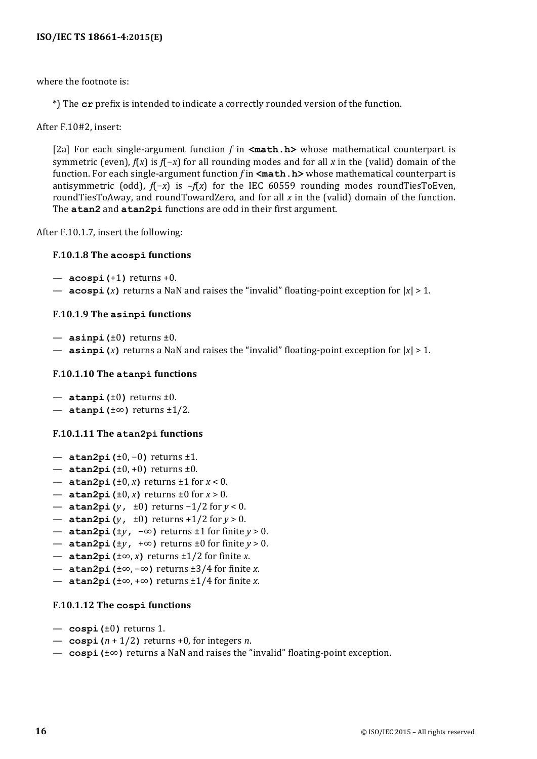where the footnote is:

> *) The **cr** prefix is intended to indicate a correctly rounded version of the function.

After F.10#2, insert:

> [2a] For each single-argument function $f$ in **<math.h>** whose mathematical counterpart is symmetric (even), $f(x)$ is $f(-x)$ for all rounding modes and for all $x$ in the (valid) domain of the function. For each single-argument function $f$ in **<math.h>** whose mathematical counterpart is antisymmetric (odd), $f(-x)$ is $-f(x)$ for the IEC 60559 rounding modes roundTiesToEven, roundTiesToAway, and roundTowardZero, and for all $x$ in the (valid) domain of the function. The **atan2** and **atan2pi** functions are odd in their first argument.

After F.10.1.7, insert the following:

#### F.10.1.8 The acospi functions

- **acospi(**+1**)** returns +0.
- **acospi(***x***)** returns a NaN and raises the "invalid" floating-point exception for $|x| > 1$.

#### F.10.1.9 The asinpi functions

- **asinpi(**±0**)** returns ±0.
- **asinpi(***x***)** returns a NaN and raises the "invalid" floating-point exception for $|x| > 1$.

#### F.10.1.10 The atanpi functions

- **atanpi(**±0**)** returns ±0.
- **atanpi(**±∞**)** returns ±1/2.

#### F.10.1.11 The atan2pi functions

- **atan2pi(**±0, −0**)** returns ±1.
- **atan2pi(**±0, +0**)** returns ±0.
- **atan2pi(**±0, *x***)** returns ±1 for $x < 0$.
- **atan2pi(**±0, *x***)** returns ±0 for $x > 0$.
- **atan2pi(***y***, ±0)** returns −1/2 for $y < 0$.
- **atan2pi(***y***, ±0)** returns +1/2 for $y > 0$.
- **atan2pi(**±*y***, −∞)** returns ±1 for finite $y > 0$.
- **atan2pi(**±*y***, +∞)** returns ±0 for finite $y > 0$.
- **atan2pi(**±∞, *x***)** returns ±1/2 for finite $x$.
- **atan2pi(**±∞, −∞**)** returns ±3/4 for finite $x$.
- **atan2pi(**±∞, +∞**)** returns ±1/4 for finite $x$.

#### F.10.1.12 The cospi functions

- **cospi(**±0**)** returns 1.
- **cospi(***n* + 1/2**)** returns +0, for integers $n$.
- **cospi(**±∞**)** returns a NaN and raises the "invalid" floating-point exception.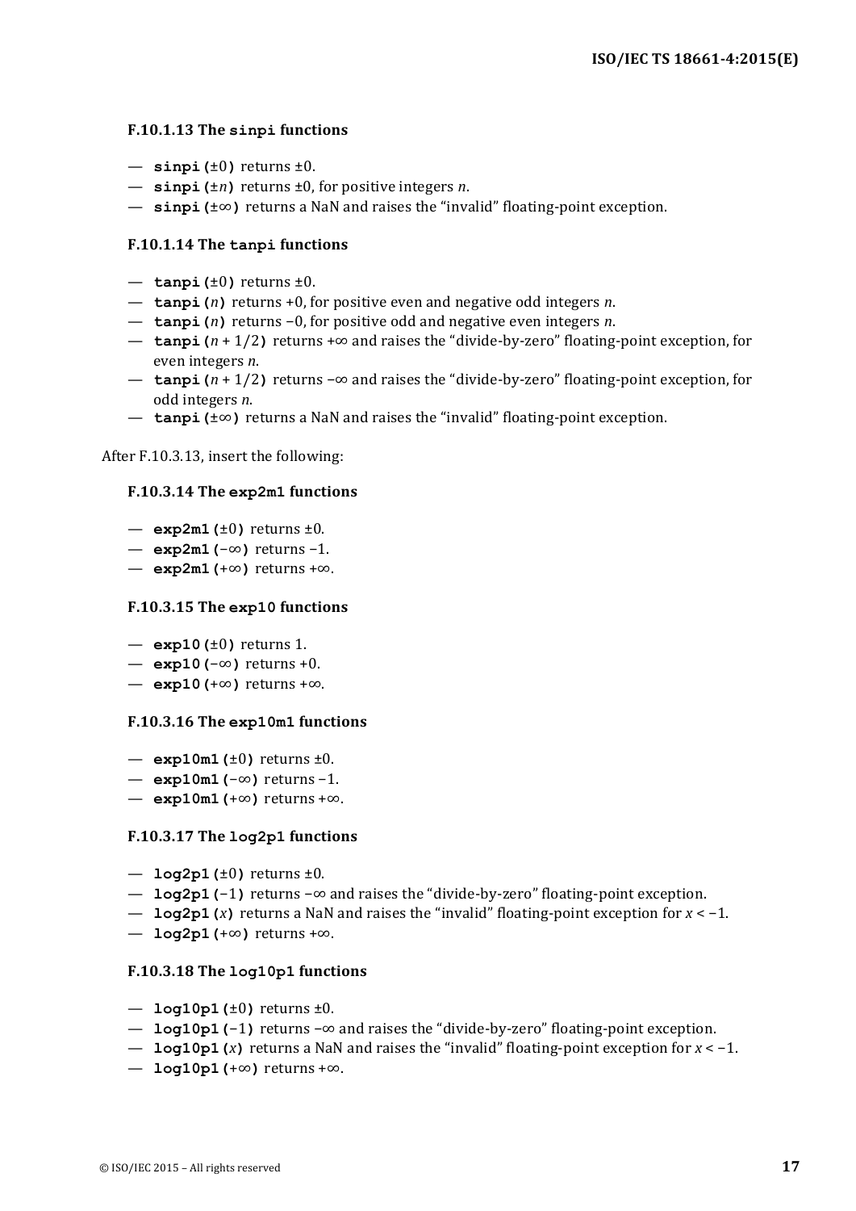#### F.10.1.13 The `sinpi` functions

— **`sinpi(`**±0**`)`** returns ±0.
— **`sinpi(`**±*n***`)`** returns ±0, for positive integers *n*.
— **`sinpi(`**±∞**`)`** returns a NaN and raises the "invalid" floating-point exception.

#### F.10.1.14 The `tanpi` functions

— **`tanpi(`**±0**`)`** returns ±0.
— **`tanpi(`***n***`)`** returns +0, for positive even and negative odd integers *n*.
— **`tanpi(`***n***`)`** returns −0, for positive odd and negative even integers *n*.
— **`tanpi(`***n* + 1/2**`)`** returns +∞ and raises the "divide-by-zero" floating-point exception, for even integers *n*.
— **`tanpi(`***n* + 1/2**`)`** returns −∞ and raises the "divide-by-zero" floating-point exception, for odd integers *n*.
— **`tanpi(`**±∞**`)`** returns a NaN and raises the "invalid" floating-point exception.

After F.10.3.13, insert the following:

#### F.10.3.14 The `exp2m1` functions

— **`exp2m1(`**±0**`)`** returns ±0.
— **`exp2m1(`**−∞**`)`** returns −1.
— **`exp2m1(`**+∞**`)`** returns +∞.

#### F.10.3.15 The `exp10` functions

— **`exp10(`**±0**`)`** returns 1.
— **`exp10(`**−∞**`)`** returns +0.
— **`exp10(`**+∞**`)`** returns +∞.

#### F.10.3.16 The `exp10m1` functions

— **`exp10m1(`**±0**`)`** returns ±0.
— **`exp10m1(`**−∞**`)`** returns −1.
— **`exp10m1(`**+∞**`)`** returns +∞.

#### F.10.3.17 The `log2p1` functions

— **`log2p1(`**±0**`)`** returns ±0.
— **`log2p1(`**−1**`)`** returns −∞ and raises the "divide-by-zero" floating-point exception.
— **`log2p1(`***x***`)`** returns a NaN and raises the "invalid" floating-point exception for $x < -1$.
— **`log2p1(`**+∞**`)`** returns +∞.

#### F.10.3.18 The `log10p1` functions

— **`log10p1(`**±0**`)`** returns ±0.
— **`log10p1(`**−1**`)`** returns −∞ and raises the "divide-by-zero" floating-point exception.
— **`log10p1(`***x***`)`** returns a NaN and raises the "invalid" floating-point exception for $x < -1$.
— **`log10p1(`**+∞**`)`** returns +∞.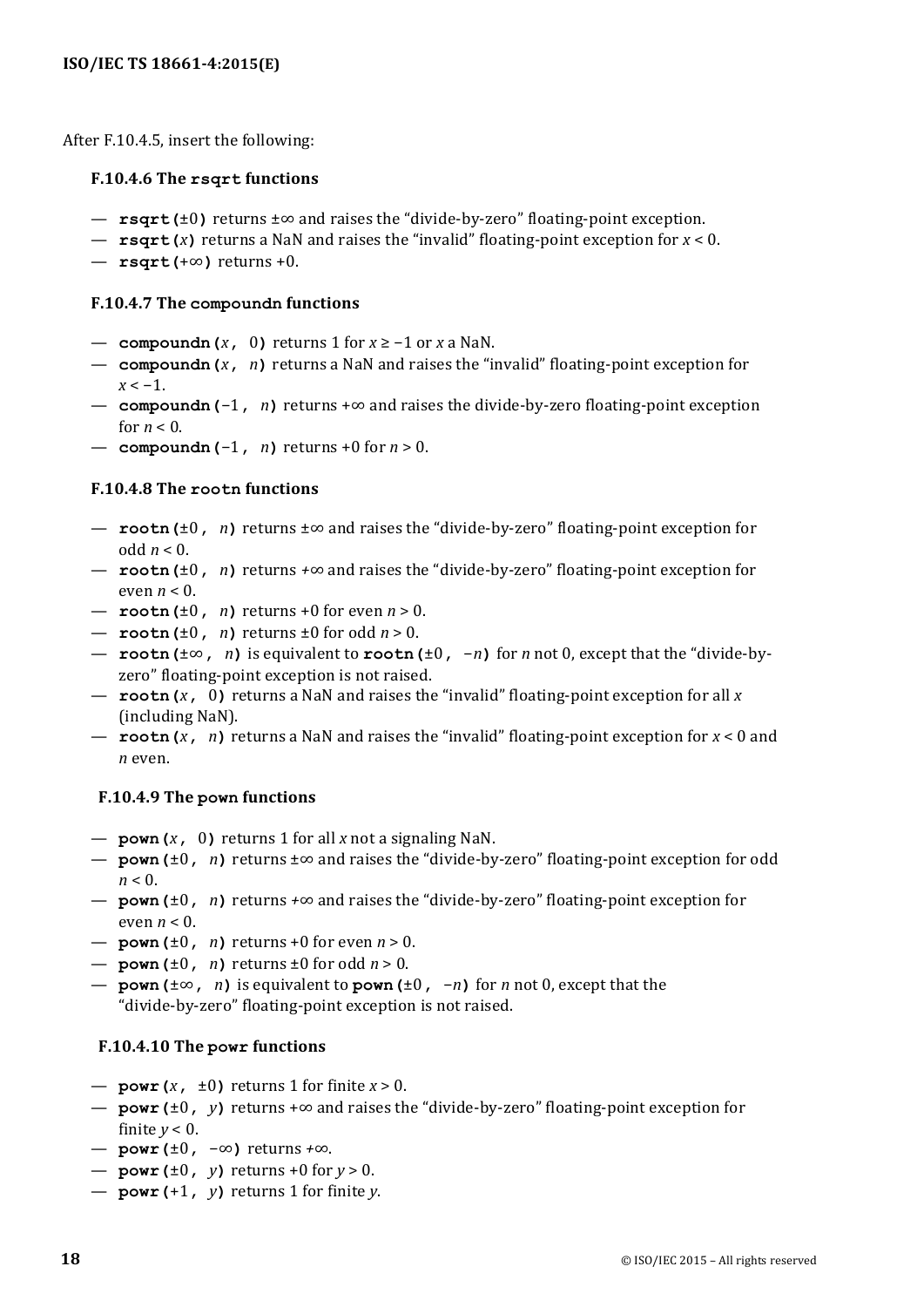After F.10.4.5, insert the following:

### F.10.4.6 The `rsqrt` functions

- `rsqrt(`±0`)` returns ±∞ and raises the "divide-by-zero" floating-point exception.
- `rsqrt(`*x*`)` returns a NaN and raises the "invalid" floating-point exception for $x < 0$.
- `rsqrt(`+∞`)` returns +0.

### F.10.4.7 The `compoundn` functions

- `compoundn(`*x*`, 0)` returns 1 for $x \geq -1$ or *x* a NaN.
- `compoundn(`*x*`, `*n*`)` returns a NaN and raises the "invalid" floating-point exception for $x < -1$.
- `compoundn(`−1`, `*n*`)` returns +∞ and raises the divide-by-zero floating-point exception for $n < 0$.
- `compoundn(`−1`, `*n*`)` returns +0 for $n > 0$.

### F.10.4.8 The `rootn` functions

- `rootn(`±0`, `*n*`)` returns ±∞ and raises the "divide-by-zero" floating-point exception for odd $n < 0$.
- `rootn(`±0`, `*n*`)` returns +∞ and raises the "divide-by-zero" floating-point exception for even $n < 0$.
- `rootn(`±0`, `*n*`)` returns +0 for even $n > 0$.
- `rootn(`±0`, `*n*`)` returns ±0 for odd $n > 0$.
- `rootn(`±∞`, `*n*`)` is equivalent to `rootn(`±0`, `−*n*`)` for *n* not 0, except that the "divide-by-zero" floating-point exception is not raised.
- `rootn(`*x*`, 0)` returns a NaN and raises the "invalid" floating-point exception for all *x* (including NaN).
- `rootn(`*x*`, `*n*`)` returns a NaN and raises the "invalid" floating-point exception for $x < 0$ and *n* even.

### F.10.4.9 The `pown` functions

- `pown(`*x*`, 0)` returns 1 for all *x* not a signaling NaN.
- `pown(`±0`, `*n*`)` returns ±∞ and raises the "divide-by-zero" floating-point exception for odd $n < 0$.
- `pown(`±0`, `*n*`)` returns +∞ and raises the "divide-by-zero" floating-point exception for even $n < 0$.
- `pown(`±0`, `*n*`)` returns +0 for even $n > 0$.
- `pown(`±0`, `*n*`)` returns ±0 for odd $n > 0$.
- `pown(`±∞`, `*n*`)` is equivalent to `pown(`±0`, `−*n*`)` for *n* not 0, except that the "divide-by-zero" floating-point exception is not raised.

### F.10.4.10 The `powr` functions

- `powr(`*x*`, ±0)` returns 1 for finite $x > 0$.
- `powr(`±0`, `*y*`)` returns +∞ and raises the "divide-by-zero" floating-point exception for finite $y < 0$.
- `powr(`±0`, −∞)` returns +∞.
- `powr(`±0`, `*y*`)` returns +0 for $y > 0$.
- `powr(`+1`, `*y*`)` returns 1 for finite *y*.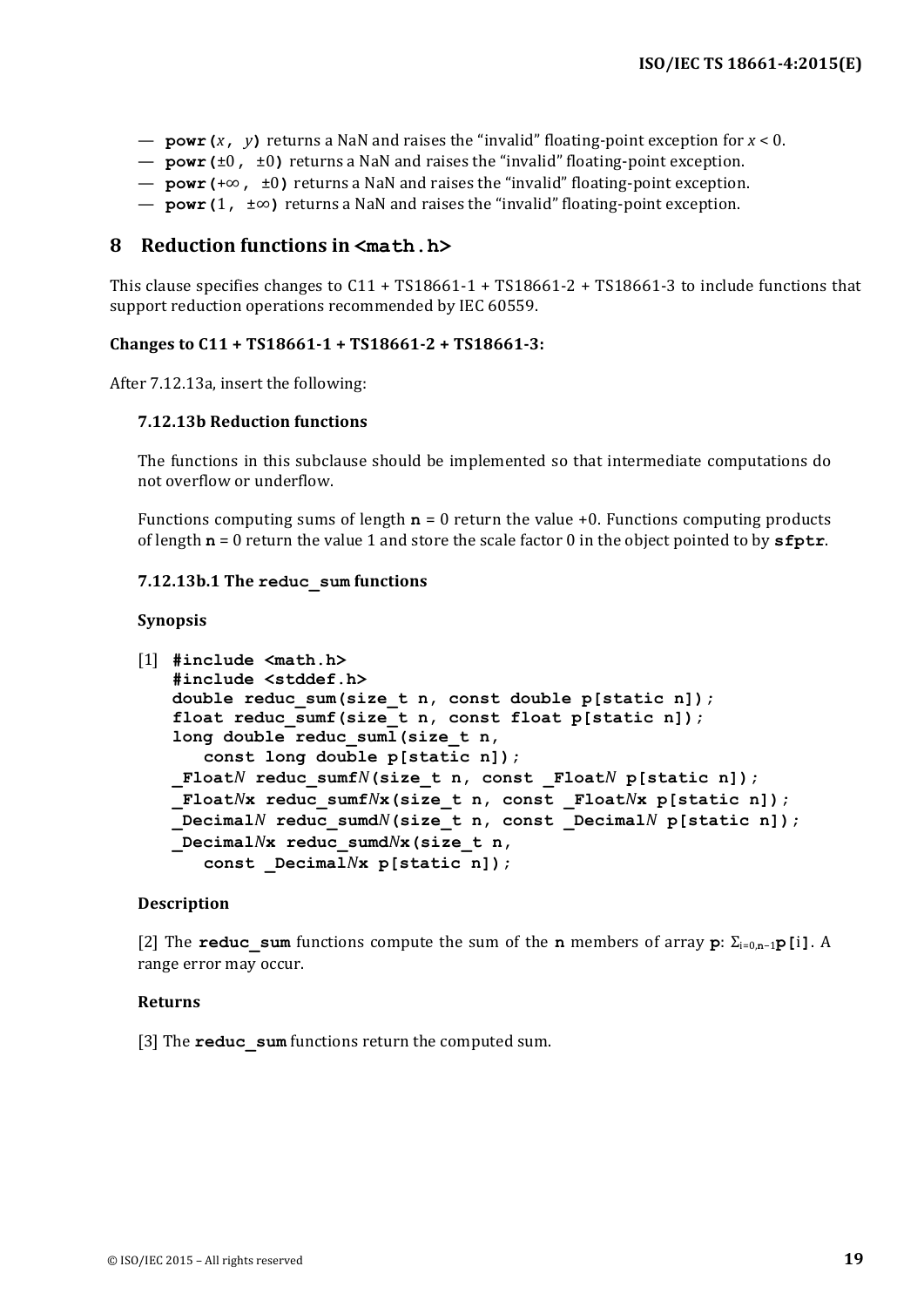— **powr(***x***,** *y***)** returns a NaN and raises the “invalid” floating-point exception for $x < 0$.
— **powr(**±0**,** ±0**)** returns a NaN and raises the “invalid” floating-point exception.
— **powr(**+∞**,** ±0**)** returns a NaN and raises the “invalid” floating-point exception.
— **powr(**1**,** ±∞**)** returns a NaN and raises the “invalid” floating-point exception.

## 8 Reduction functions in <math.h>

This clause specifies changes to C11 + TS18661-1 + TS18661-2 + TS18661-3 to include functions that support reduction operations recommended by IEC 60559.

**Changes to C11 + TS18661-1 + TS18661-2 + TS18661-3:**

After 7.12.13a, insert the following:

### 7.12.13b Reduction functions

The functions in this subclause should be implemented so that intermediate computations do not overflow or underflow.

Functions computing sums of length **n** = 0 return the value +0. Functions computing products of length **n** = 0 return the value 1 and store the scale factor 0 in the object pointed to by **sfptr**.

#### 7.12.13b.1 The reduc_sum functions

**Synopsis**

[1]
```
#include <math.h>
#include <stddef.h>
double reduc_sum(size_t n, const double p[static n]);
float reduc_sumf(size_t n, const float p[static n]);
long double reduc_suml(size_t n,
   const long double p[static n]);
_FloatN reduc_sumfN(size_t n, const _FloatN p[static n]);
_FloatNx reduc_sumfNx(size_t n, const _FloatNx p[static n]);
_DecimalN reduc_sumdN(size_t n, const _DecimalN p[static n]);
_DecimalNx reduc_sumdNx(size_t n,
   const _DecimalNx p[static n]);
```

**Description**

[2] The **reduc_sum** functions compute the sum of the **n** members of array **p**: $\Sigma_{i=0,\mathbf{n}-1}$**p[i]**. A range error may occur.

**Returns**

[3] The **reduc_sum** functions return the computed sum.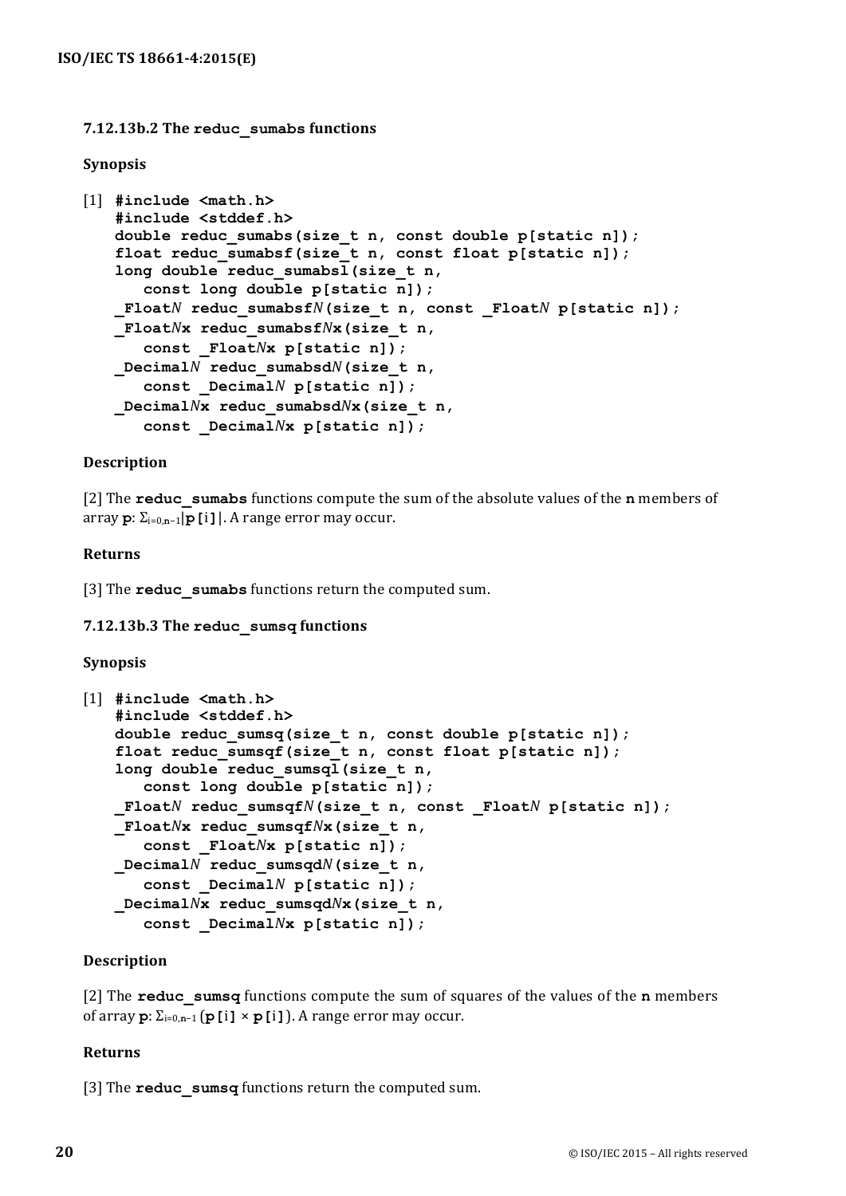### 7.12.13b.2 The `reduc_sumabs` functions

**Synopsis**

[1]
```
#include <math.h>
#include <stddef.h>
double reduc_sumabs(size_t n, const double p[static n]);
float reduc_sumabsf(size_t n, const float p[static n]);
long double reduc_sumabsl(size_t n,
   const long double p[static n]);
_FloatN reduc_sumabsfN(size_t n, const _FloatN p[static n]);
_FloatNx reduc_sumabsfNx(size_t n,
   const _FloatNx p[static n]);
_DecimalN reduc_sumabsdN(size_t n,
   const _DecimalN p[static n]);
_DecimalNx reduc_sumabsdNx(size_t n,
   const _DecimalNx p[static n]);
```

**Description**

[2] The **reduc_sumabs** functions compute the sum of the absolute values of the **n** members of array **p**: $\Sigma_{i=0,\mathbf{n}-1}|\mathbf{p[i]}|$. A range error may occur.

**Returns**

[3] The **reduc_sumabs** functions return the computed sum.

### 7.12.13b.3 The `reduc_sumsq` functions

**Synopsis**

[1]
```
#include <math.h>
#include <stddef.h>
double reduc_sumsq(size_t n, const double p[static n]);
float reduc_sumsqf(size_t n, const float p[static n]);
long double reduc_sumsql(size_t n,
   const long double p[static n]);
_FloatN reduc_sumsqfN(size_t n, const _FloatN p[static n]);
_FloatNx reduc_sumsqfNx(size_t n,
   const _FloatNx p[static n]);
_DecimalN reduc_sumsqdN(size_t n,
   const _DecimalN p[static n]);
_DecimalNx reduc_sumsqdNx(size_t n,
   const _DecimalNx p[static n]);
```

**Description**

[2] The **reduc_sumsq** functions compute the sum of squares of the values of the **n** members of array **p**: $\Sigma_{i=0,\mathbf{n}-1}(\mathbf{p[i]} \times \mathbf{p[i]})$. A range error may occur.

**Returns**

[3] The **reduc_sumsq** functions return the computed sum.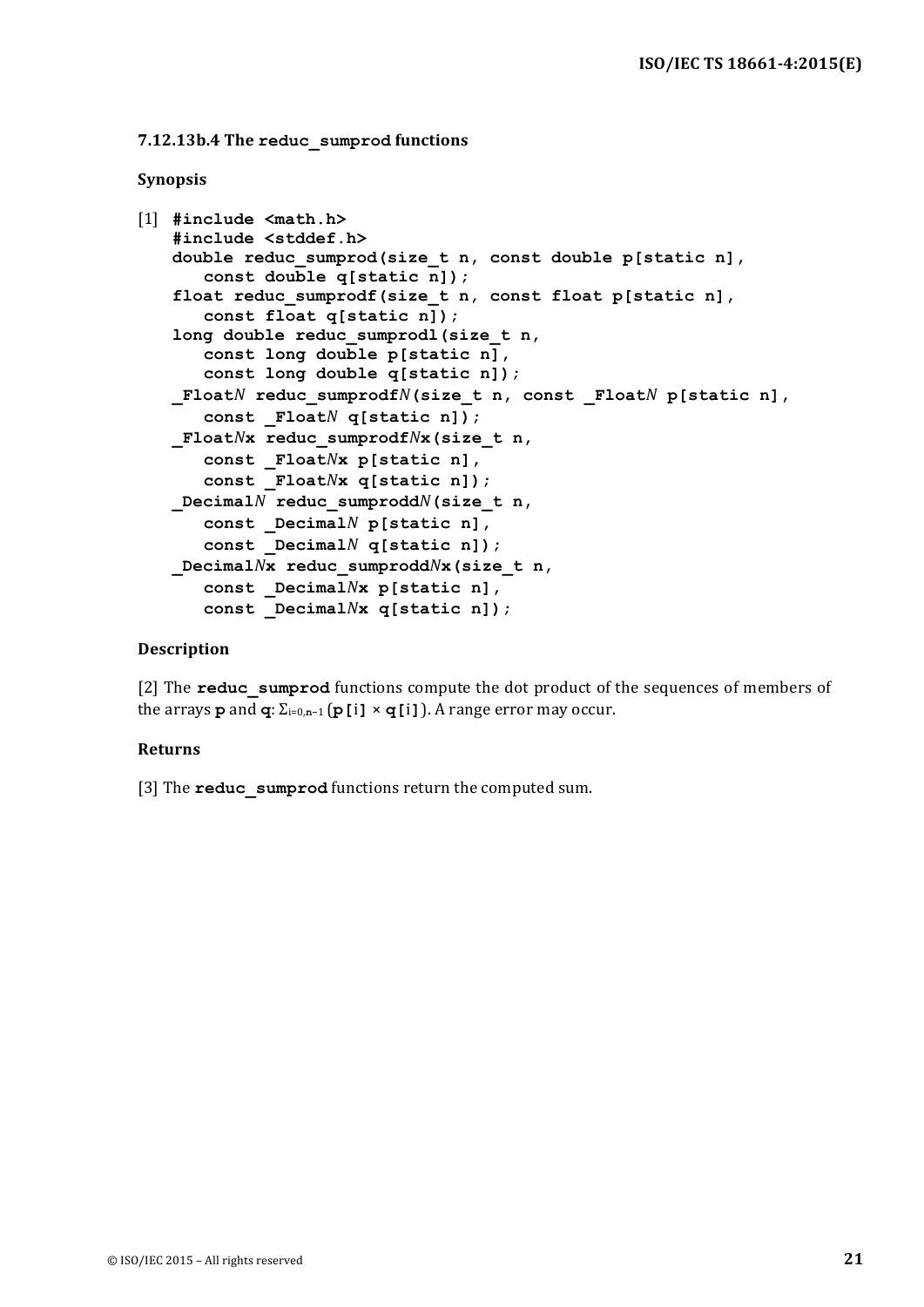### 7.12.13b.4 The `reduc_sumprod` functions

**Synopsis**

[1]
```
#include <math.h>
#include <stddef.h>
double reduc_sumprod(size_t n, const double p[static n],
   const double q[static n]);
float reduc_sumprodf(size_t n, const float p[static n],
   const float q[static n]);
long double reduc_sumprodl(size_t n,
   const long double p[static n],
   const long double q[static n]);
_FloatN reduc_sumprodfN(size_t n, const _FloatN p[static n],
   const _FloatN q[static n]);
_FloatNx reduc_sumprodfNx(size_t n,
   const _FloatNx p[static n],
   const _FloatNx q[static n]);
_DecimalN reduc_sumproddN(size_t n,
   const _DecimalN p[static n],
   const _DecimalN q[static n]);
_DecimalNx reduc_sumproddNx(size_t n,
   const _DecimalNx p[static n],
   const _DecimalNx q[static n]);
```

**Description**

[2] The **`reduc_sumprod`** functions compute the dot product of the sequences of members of the arrays **p** and **q**: $\Sigma_{i=0,n-1}$ (`p[i] × q[i]`). A range error may occur.

**Returns**

[3] The **`reduc_sumprod`** functions return the computed sum.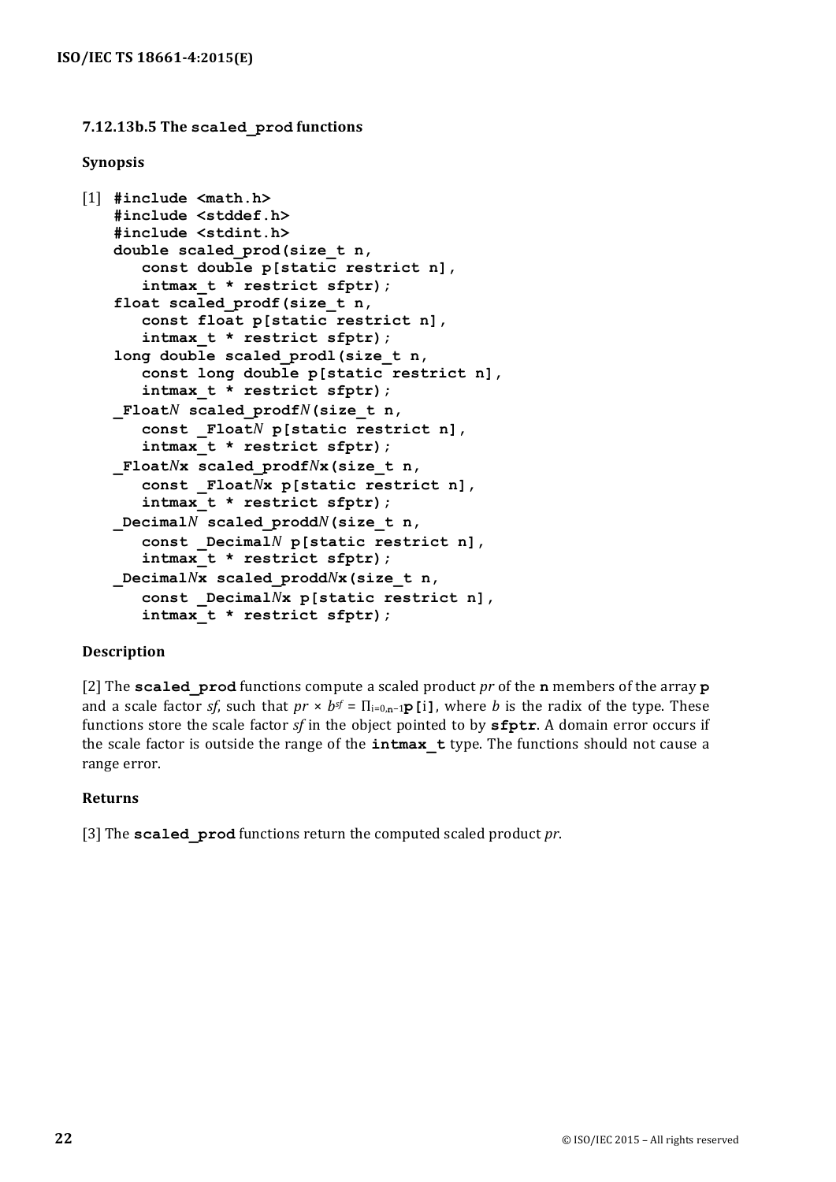### 7.12.13b.5 The `scaled_prod` functions

**Synopsis**

[1]
```
#include <math.h>
#include <stddef.h>
#include <stdint.h>
double scaled_prod(size_t n,
   const double p[static restrict n],
   intmax_t * restrict sfptr);
float scaled_prodf(size_t n,
   const float p[static restrict n],
   intmax_t * restrict sfptr);
long double scaled_prodl(size_t n,
   const long double p[static restrict n],
   intmax_t * restrict sfptr);
_FloatN scaled_prodfN(size_t n,
   const _FloatN p[static restrict n],
   intmax_t * restrict sfptr);
_FloatNx scaled_prodfNx(size_t n,
   const _FloatNx p[static restrict n],
   intmax_t * restrict sfptr);
_DecimalN scaled_proddN(size_t n,
   const _DecimalN p[static restrict n],
   intmax_t * restrict sfptr);
_DecimalNx scaled_proddNx(size_t n,
   const _DecimalNx p[static restrict n],
   intmax_t * restrict sfptr);
```

**Description**

[2] The **`scaled_prod`** functions compute a scaled product *pr* of the **`n`** members of the array **`p`** and a scale factor *sf*, such that $pr \times b^{sf} = \Pi_{i=0,n-1}$**`p[i]`**, where *b* is the radix of the type. These functions store the scale factor *sf* in the object pointed to by **`sfptr`**. A domain error occurs if the scale factor is outside the range of the **`intmax_t`** type. The functions should not cause a range error.

**Returns**

[3] The **`scaled_prod`** functions return the computed scaled product *pr*.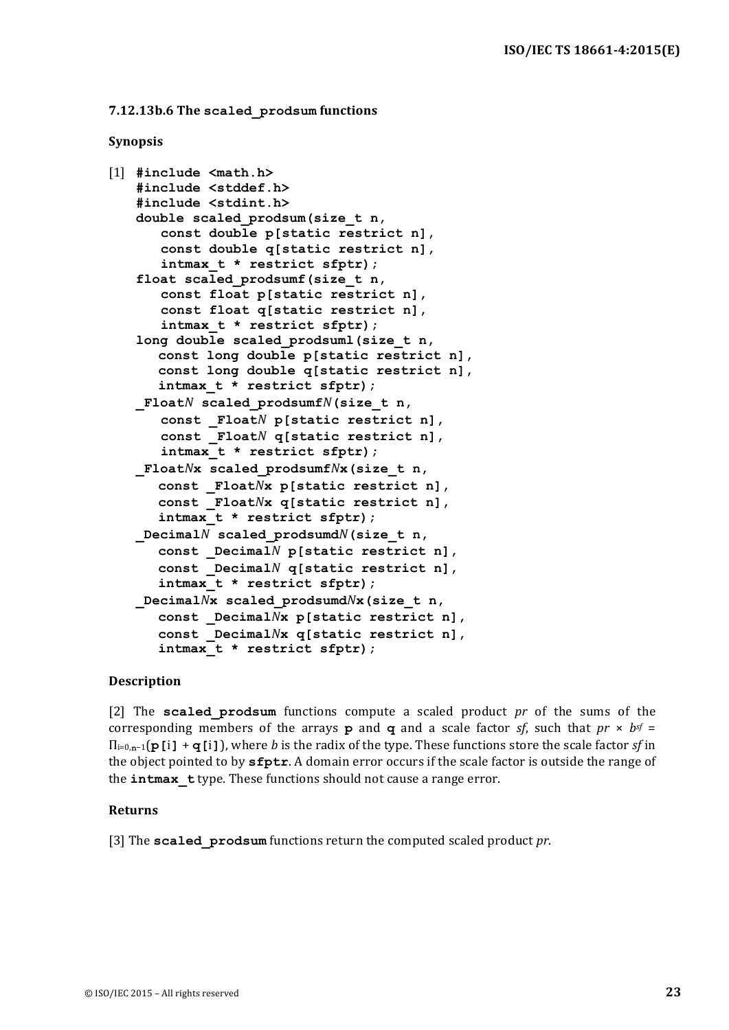### 7.12.13b.6 The `scaled_prodsum` functions

**Synopsis**

[1]
```
#include <math.h>
#include <stddef.h>
#include <stdint.h>
double scaled_prodsum(size_t n,
   const double p[static restrict n],
   const double q[static restrict n],
   intmax_t * restrict sfptr);
float scaled_prodsumf(size_t n,
   const float p[static restrict n],
   const float q[static restrict n],
   intmax_t * restrict sfptr);
long double scaled_prodsuml(size_t n,
   const long double p[static restrict n],
   const long double q[static restrict n],
   intmax_t * restrict sfptr);
_FloatN scaled_prodsumfN(size_t n,
   const _FloatN p[static restrict n],
   const _FloatN q[static restrict n],
   intmax_t * restrict sfptr);
_FloatNx scaled_prodsumfNx(size_t n,
   const _FloatNx p[static restrict n],
   const _FloatNx q[static restrict n],
   intmax_t * restrict sfptr);
_DecimalN scaled_prodsumdN(size_t n,
   const _DecimalN p[static restrict n],
   const _DecimalN q[static restrict n],
   intmax_t * restrict sfptr);
_DecimalNx scaled_prodsumdNx(size_t n,
   const _DecimalNx p[static restrict n],
   const _DecimalNx q[static restrict n],
   intmax_t * restrict sfptr);
```

**Description**

[2] The **scaled_prodsum** functions compute a scaled product *pr* of the sums of the corresponding members of the arrays **p** and **q** and a scale factor *sf*, such that $pr \times b^{sf} = \Pi_{i=0,n-1}($**p[i] + q[i]**$)$, where *b* is the radix of the type. These functions store the scale factor *sf* in the object pointed to by **sfptr**. A domain error occurs if the scale factor is outside the range of the **intmax_t** type. These functions should not cause a range error.

**Returns**

[3] The **scaled_prodsum** functions return the computed scaled product *pr*.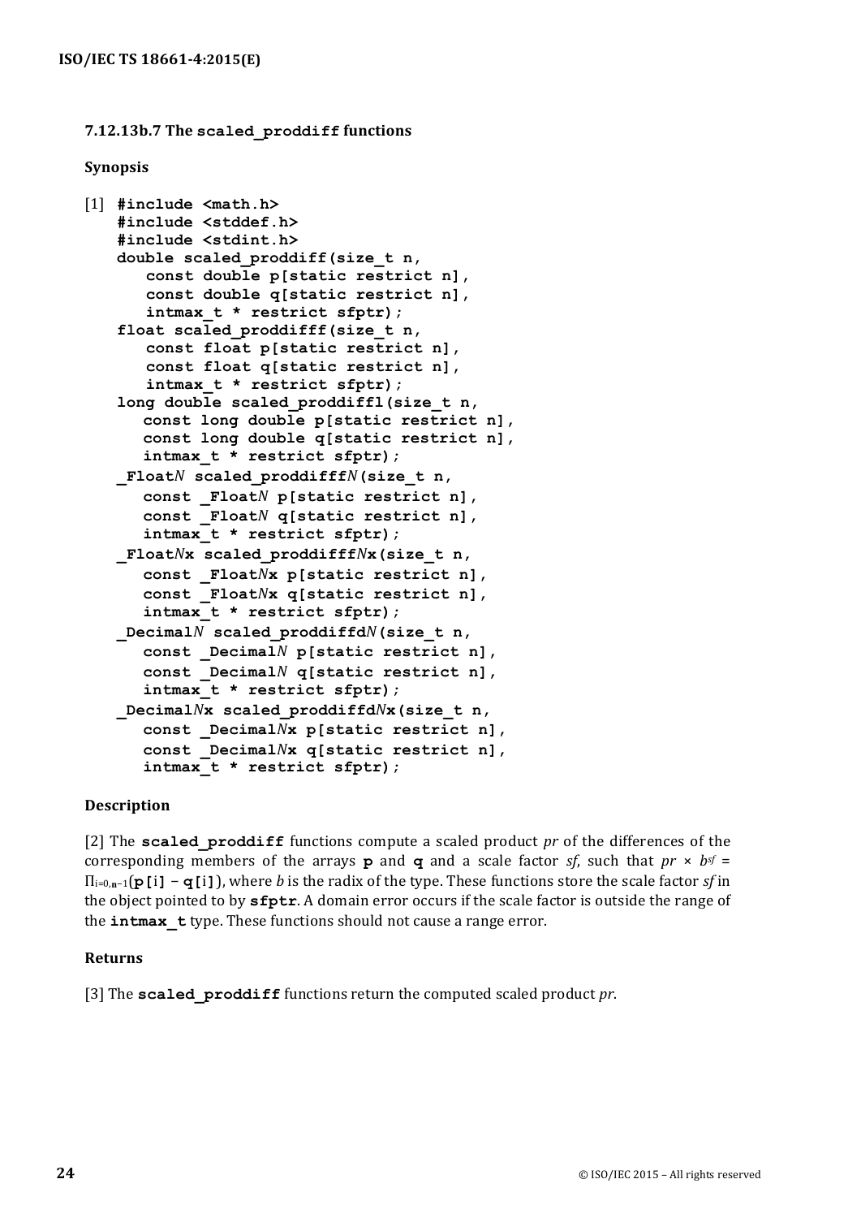### 7.12.13b.7 The `scaled_proddiff` functions

**Synopsis**

[1]
```
#include <math.h>
#include <stddef.h>
#include <stdint.h>
double scaled_proddiff(size_t n,
   const double p[static restrict n],
   const double q[static restrict n],
   intmax_t * restrict sfptr);
float scaled_proddifff(size_t n,
   const float p[static restrict n],
   const float q[static restrict n],
   intmax_t * restrict sfptr);
long double scaled_proddiffl(size_t n,
   const long double p[static restrict n],
   const long double q[static restrict n],
   intmax_t * restrict sfptr);
_FloatN scaled_proddifffN(size_t n,
   const _FloatN p[static restrict n],
   const _FloatN q[static restrict n],
   intmax_t * restrict sfptr);
_FloatNx scaled_proddifffNx(size_t n,
   const _FloatNx p[static restrict n],
   const _FloatNx q[static restrict n],
   intmax_t * restrict sfptr);
_DecimalN scaled_proddiffdN(size_t n,
   const _DecimalN p[static restrict n],
   const _DecimalN q[static restrict n],
   intmax_t * restrict sfptr);
_DecimalNx scaled_proddiffdNx(size_t n,
   const _DecimalNx p[static restrict n],
   const _DecimalNx q[static restrict n],
   intmax_t * restrict sfptr);
```

**Description**

[2] The **scaled_proddiff** functions compute a scaled product *pr* of the differences of the corresponding members of the arrays **p** and **q** and a scale factor *sf*, such that $pr \times b^{sf} = \Pi_{i=0,\mathbf{n}-1}(\mathbf{p[i]} - \mathbf{q[i]})$, where *b* is the radix of the type. These functions store the scale factor *sf* in the object pointed to by **sfptr**. A domain error occurs if the scale factor is outside the range of the **intmax_t** type. These functions should not cause a range error.

**Returns**

[3] The **scaled_proddiff** functions return the computed scaled product *pr*.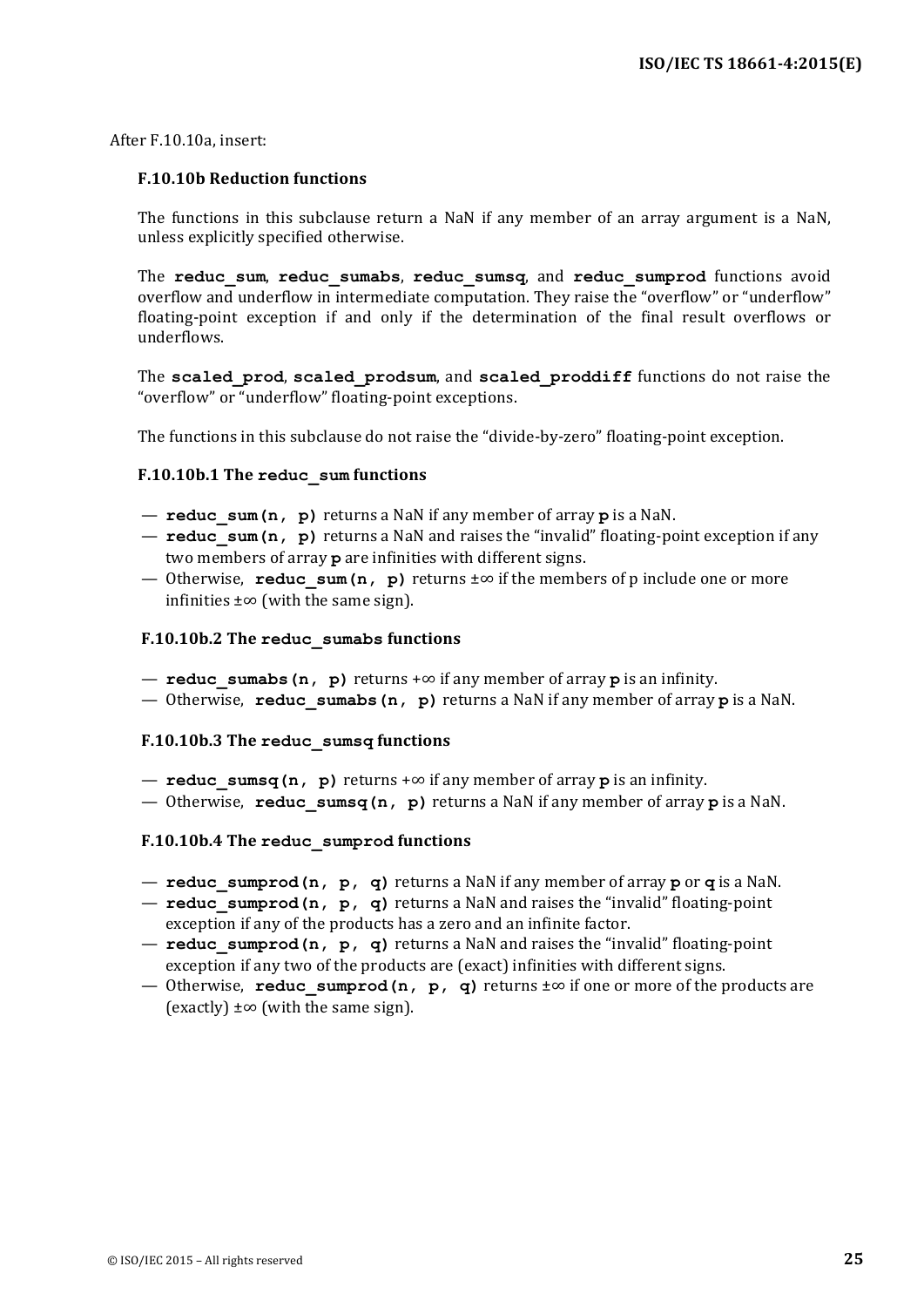After F.10.10a, insert:

### F.10.10b Reduction functions

The functions in this subclause return a NaN if any member of an array argument is a NaN, unless explicitly specified otherwise.

The **reduc_sum**, **reduc_sumabs**, **reduc_sumsq**, and **reduc_sumprod** functions avoid overflow and underflow in intermediate computation. They raise the "overflow" or "underflow" floating-point exception if and only if the determination of the final result overflows or underflows.

The **scaled_prod**, **scaled_prodsum**, and **scaled_proddiff** functions do not raise the "overflow" or "underflow" floating-point exceptions.

The functions in this subclause do not raise the "divide-by-zero" floating-point exception.

#### F.10.10b.1 The `reduc_sum` functions

— **`reduc_sum(n, p)`** returns a NaN if any member of array **`p`** is a NaN.
— **`reduc_sum(n, p)`** returns a NaN and raises the "invalid" floating-point exception if any two members of array **`p`** are infinities with different signs.
— Otherwise, **`reduc_sum(n, p)`** returns ±∞ if the members of p include one or more infinities ±∞ (with the same sign).

#### F.10.10b.2 The `reduc_sumabs` functions

— **`reduc_sumabs(n, p)`** returns +∞ if any member of array **`p`** is an infinity.
— Otherwise, **`reduc_sumabs(n, p)`** returns a NaN if any member of array **`p`** is a NaN.

#### F.10.10b.3 The `reduc_sumsq` functions

— **`reduc_sumsq(n, p)`** returns +∞ if any member of array **`p`** is an infinity.
— Otherwise, **`reduc_sumsq(n, p)`** returns a NaN if any member of array **`p`** is a NaN.

#### F.10.10b.4 The `reduc_sumprod` functions

— **`reduc_sumprod(n, p, q)`** returns a NaN if any member of array **`p`** or **`q`** is a NaN.
— **`reduc_sumprod(n, p, q)`** returns a NaN and raises the "invalid" floating-point exception if any of the products has a zero and an infinite factor.
— **`reduc_sumprod(n, p, q)`** returns a NaN and raises the "invalid" floating-point exception if any two of the products are (exact) infinities with different signs.
— Otherwise, **`reduc_sumprod(n, p, q)`** returns ±∞ if one or more of the products are (exactly) ±∞ (with the same sign).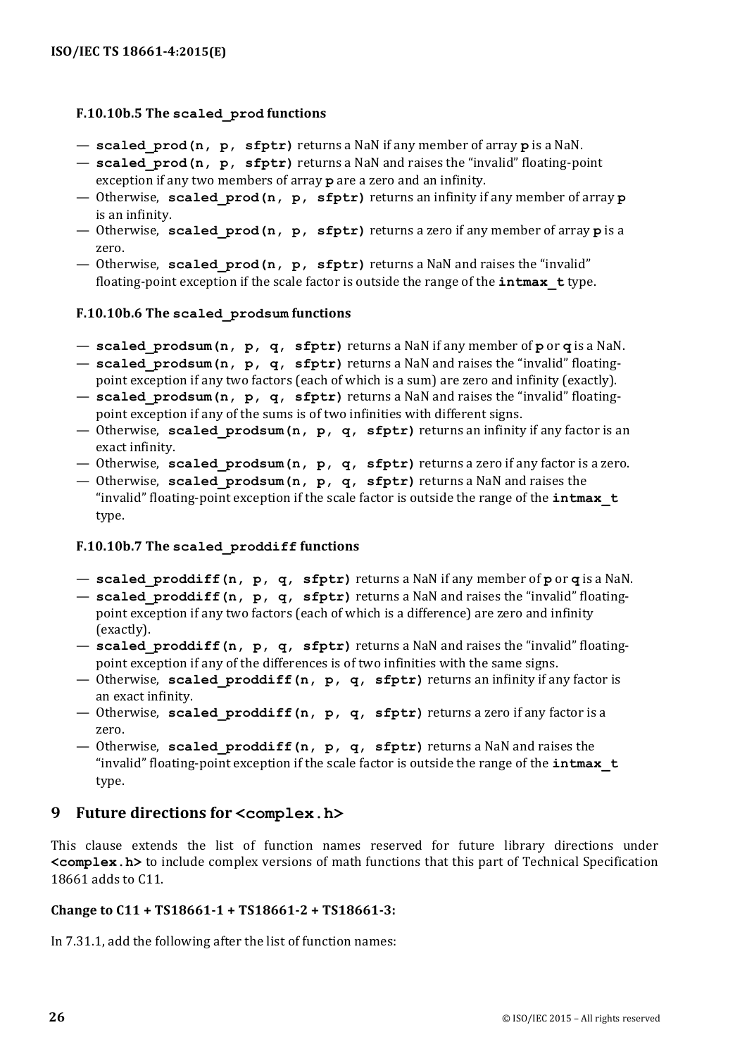### F.10.10b.5 The `scaled_prod` functions

— **`scaled_prod(n, p, sfptr)`** returns a NaN if any member of array **`p`** is a NaN.
— **`scaled_prod(n, p, sfptr)`** returns a NaN and raises the "invalid" floating-point exception if any two members of array **`p`** are a zero and an infinity.
— Otherwise, **`scaled_prod(n, p, sfptr)`** returns an infinity if any member of array **`p`** is an infinity.
— Otherwise, **`scaled_prod(n, p, sfptr)`** returns a zero if any member of array **`p`** is a zero.
— Otherwise, **`scaled_prod(n, p, sfptr)`** returns a NaN and raises the "invalid" floating-point exception if the scale factor is outside the range of the **`intmax_t`** type.

### F.10.10b.6 The `scaled_prodsum` functions

— **`scaled_prodsum(n, p, q, sfptr)`** returns a NaN if any member of **`p`** or **`q`** is a NaN.
— **`scaled_prodsum(n, p, q, sfptr)`** returns a NaN and raises the "invalid" floating-point exception if any two factors (each of which is a sum) are zero and infinity (exactly).
— **`scaled_prodsum(n, p, q, sfptr)`** returns a NaN and raises the "invalid" floating-point exception if any of the sums is of two infinities with different signs.
— Otherwise, **`scaled_prodsum(n, p, q, sfptr)`** returns an infinity if any factor is an exact infinity.
— Otherwise, **`scaled_prodsum(n, p, q, sfptr)`** returns a zero if any factor is a zero.
— Otherwise, **`scaled_prodsum(n, p, q, sfptr)`** returns a NaN and raises the "invalid" floating-point exception if the scale factor is outside the range of the **`intmax_t`** type.

### F.10.10b.7 The `scaled_proddiff` functions

— **`scaled_proddiff(n, p, q, sfptr)`** returns a NaN if any member of **`p`** or **`q`** is a NaN.
— **`scaled_proddiff(n, p, q, sfptr)`** returns a NaN and raises the "invalid" floating-point exception if any two factors (each of which is a difference) are zero and infinity (exactly).
— **`scaled_proddiff(n, p, q, sfptr)`** returns a NaN and raises the "invalid" floating-point exception if any of the differences is of two infinities with the same signs.
— Otherwise, **`scaled_proddiff(n, p, q, sfptr)`** returns an infinity if any factor is an exact infinity.
— Otherwise, **`scaled_proddiff(n, p, q, sfptr)`** returns a zero if any factor is a zero.
— Otherwise, **`scaled_proddiff(n, p, q, sfptr)`** returns a NaN and raises the "invalid" floating-point exception if the scale factor is outside the range of the **`intmax_t`** type.

## 9 Future directions for `<complex.h>`

This clause extends the list of function names reserved for future library directions under **`<complex.h>`** to include complex versions of math functions that this part of Technical Specification 18661 adds to C11.

**Change to C11 + TS18661-1 + TS18661-2 + TS18661-3:**

In 7.31.1, add the following after the list of function names: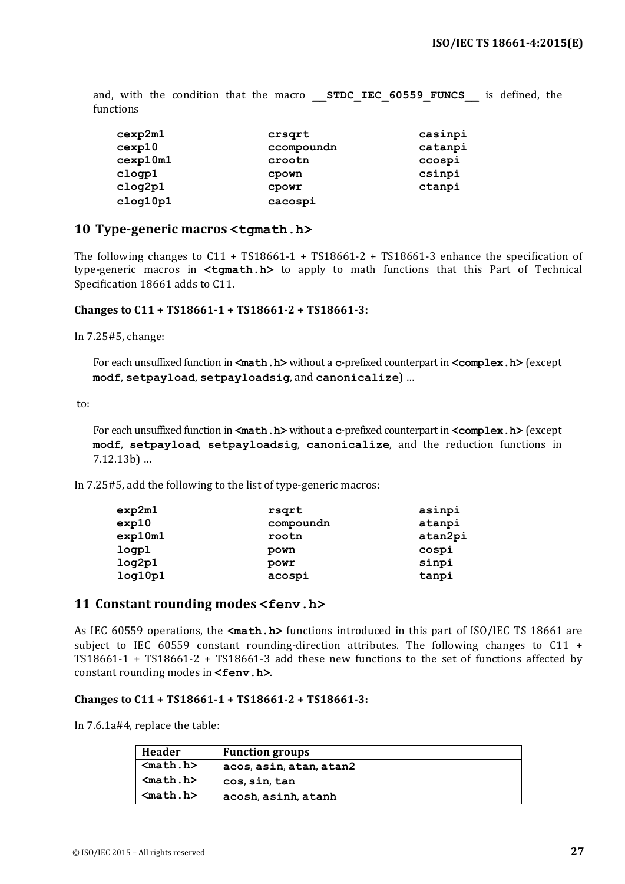and, with the condition that the macro **`__STDC_IEC_60559_FUNCS__`** is defined, the functions

```
cexp2m1         crsqrt          casinpi
cexp10          ccompoundn      catanpi
cexp10m1        crootn          ccospi
clogp1          cpown           csinpi
clog2p1         cpowr           ctanpi
clog10p1        cacospi
```

## 10 Type-generic macros `<tgmath.h>`

The following changes to C11 + TS18661-1 + TS18661-2 + TS18661-3 enhance the specification of type-generic macros in **`<tgmath.h>`** to apply to math functions that this Part of Technical Specification 18661 adds to C11.

**Changes to C11 + TS18661-1 + TS18661-2 + TS18661-3:**

In 7.25#5, change:

> For each unsuffixed function in **`<math.h>`** without a **`c`**-prefixed counterpart in **`<complex.h>`** (except **`modf`**, **`setpayload`**, **`setpayloadsig`**, and **`canonicalize`**) …

to:

> For each unsuffixed function in **`<math.h>`** without a **`c`**-prefixed counterpart in **`<complex.h>`** (except **`modf`**, **`setpayload`**, **`setpayloadsig`**, **`canonicalize`**, and the reduction functions in 7.12.13b) …

In 7.25#5, add the following to the list of type-generic macros:

```
exp2m1          rsqrt           asinpi
exp10           compoundn       atanpi
exp10m1         rootn           atan2pi
logp1           pown            cospi
log2p1          powr            sinpi
log10p1         acospi          tanpi
```

## 11 Constant rounding modes `<fenv.h>`

As IEC 60559 operations, the **`<math.h>`** functions introduced in this part of ISO/IEC TS 18661 are subject to IEC 60559 constant rounding-direction attributes. The following changes to C11 + TS18661-1 + TS18661-2 + TS18661-3 add these new functions to the set of functions affected by constant rounding modes in **`<fenv.h>`**.

**Changes to C11 + TS18661-1 + TS18661-2 + TS18661-3:**

In 7.6.1a#4, replace the table:

| Header | Function groups |
|---|---|
| `<math.h>` | `acos`, `asin`, `atan`, `atan2` |
| `<math.h>` | `cos`, `sin`, `tan` |
| `<math.h>` | `acosh`, `asinh`, `atanh` |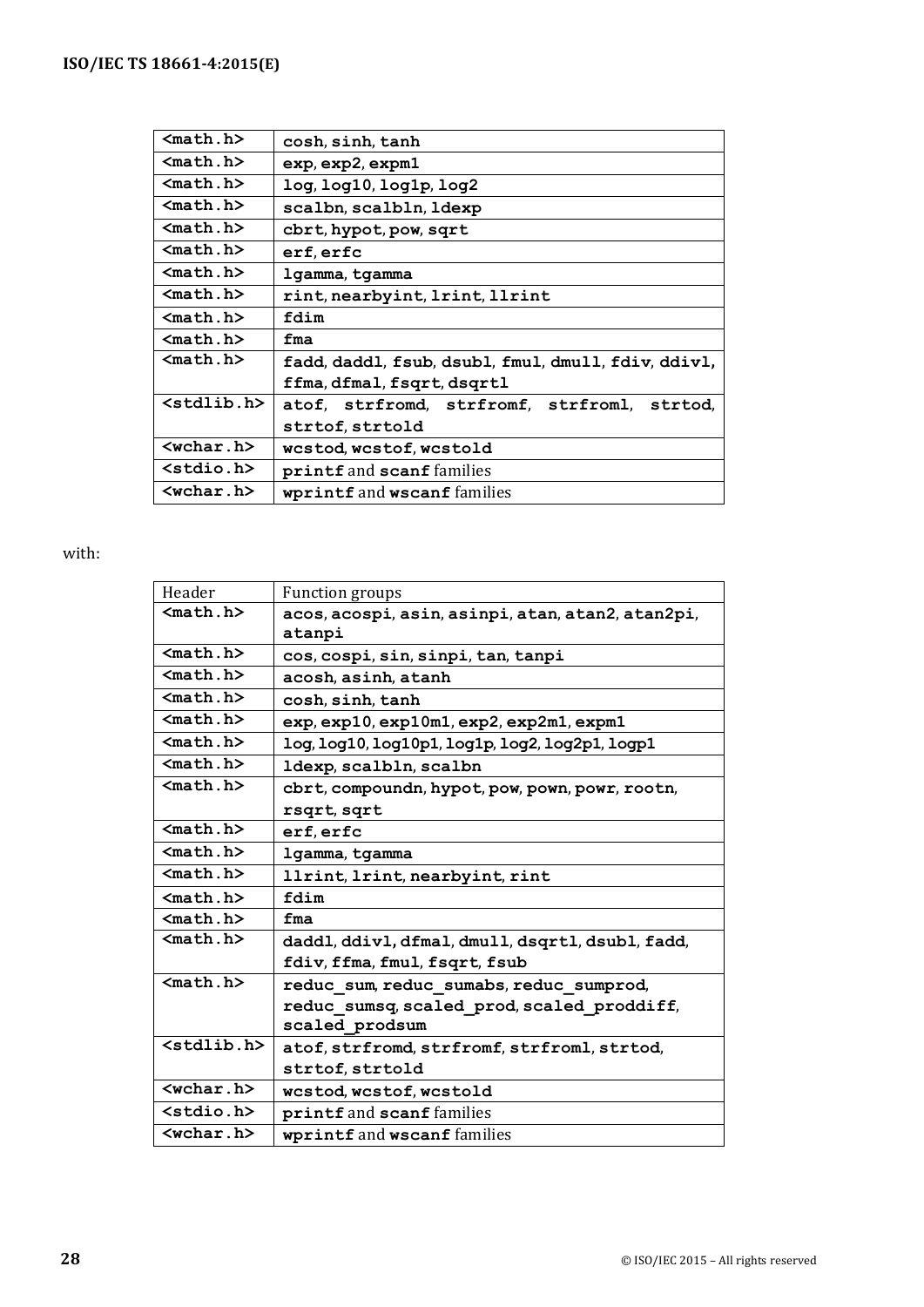| | |
|---|---|
| <math.h> | cosh, sinh, tanh |
| <math.h> | exp, exp2, expm1 |
| <math.h> | log, log10, log1p, log2 |
| <math.h> | scalbn, scalbln, ldexp |
| <math.h> | cbrt, hypot, pow, sqrt |
| <math.h> | erf, erfc |
| <math.h> | lgamma, tgamma |
| <math.h> | rint, nearbyint, lrint, llrint |
| <math.h> | fdim |
| <math.h> | fma |
| <math.h> | fadd, daddl, fsub, dsubl, fmul, dmull, fdiv, ddivl, ffma, dfmal, fsqrt, dsqrtl |
| <stdlib.h> | atof, strfromd, strfromf, strfroml, strtod, strtof, strtold |
| <wchar.h> | wcstod, wcstof, wcstold |
| <stdio.h> | printf and scanf families |
| <wchar.h> | wprintf and wscanf families |

with:

| Header | Function groups |
|---|---|
| <math.h> | acos, acospi, asin, asinpi, atan, atan2, atan2pi, atanpi |
| <math.h> | cos, cospi, sin, sinpi, tan, tanpi |
| <math.h> | acosh, asinh, atanh |
| <math.h> | cosh, sinh, tanh |
| <math.h> | exp, exp10, exp10m1, exp2, exp2m1, expm1 |
| <math.h> | log, log10, log10p1, log1p, log2, log2p1, logp1 |
| <math.h> | ldexp, scalbln, scalbn |
| <math.h> | cbrt, compoundn, hypot, pow, pown, powr, rootn, rsqrt, sqrt |
| <math.h> | erf, erfc |
| <math.h> | lgamma, tgamma |
| <math.h> | llrint, lrint, nearbyint, rint |
| <math.h> | fdim |
| <math.h> | fma |
| <math.h> | daddl, ddivl, dfmal, dmull, dsqrtl, dsubl, fadd, fdiv, ffma, fmul, fsqrt, fsub |
| <math.h> | reduc_sum, reduc_sumabs, reduc_sumprod, reduc_sumsq, scaled_prod, scaled_proddiff, scaled_prodsum |
| <stdlib.h> | atof, strfromd, strfromf, strfroml, strtod, strtof, strtold |
| <wchar.h> | wcstod, wcstof, wcstold |
| <stdio.h> | printf and scanf families |
| <wchar.h> | wprintf and wscanf families |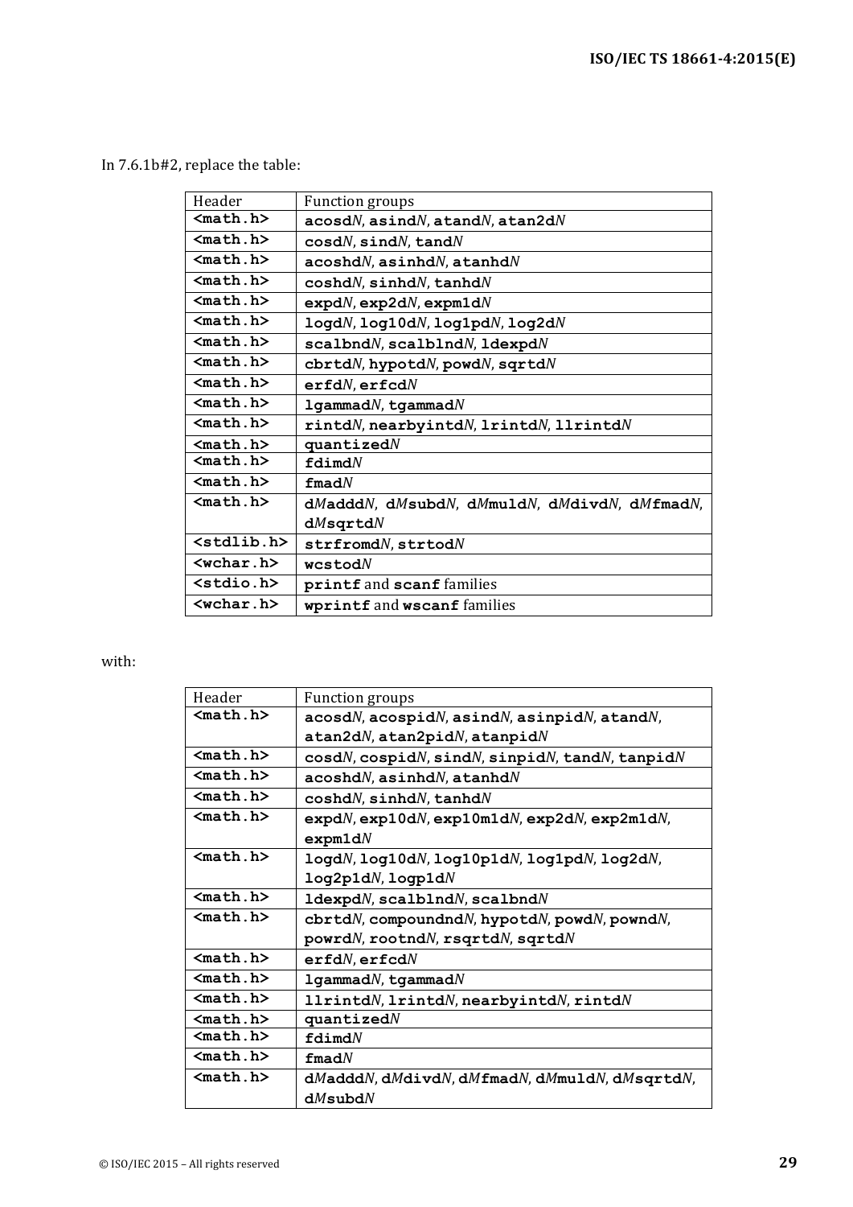In 7.6.1b#2, replace the table:

| Header | Function groups |
|---|---|
| **<math.h>** | **acosd***N*, **asind***N*, **atand***N*, **atan2d***N* |
| **<math.h>** | **cosd***N*, **sind***N*, **tand***N* |
| **<math.h>** | **acoshd***N*, **asinhd***N*, **atanhd***N* |
| **<math.h>** | **coshd***N*, **sinhd***N*, **tanhd***N* |
| **<math.h>** | **expd***N*, **exp2d***N*, **expm1d***N* |
| **<math.h>** | **logd***N*, **log10d***N*, **log1pd***N*, **log2d***N* |
| **<math.h>** | **scalbnd***N*, **scalblnd***N*, **ldexpd***N* |
| **<math.h>** | **cbrtd***N*, **hypotd***N*, **powd***N*, **sqrtd***N* |
| **<math.h>** | **erfd***N*, **erfcd***N* |
| **<math.h>** | **lgammad***N*, **tgammad***N* |
| **<math.h>** | **rintd***N*, **nearbyintd***N*, **lrintd***N*, **llrintd***N* |
| **<math.h>** | **quantized***N* |
| **<math.h>** | **fdimd***N* |
| **<math.h>** | **fmad***N* |
| **<math.h>** | **d***M***addd***N*, **d***M***subd***N*, **d***M***muld***N*, **d***M***divd***N*, **d***M***fmad***N*, **d***M***sqrtd***N* |
| **<stdlib.h>** | **strfromd***N*, **strtod***N* |
| **<wchar.h>** | **wcstod***N* |
| **<stdio.h>** | **printf** and **scanf** families |
| **<wchar.h>** | **wprintf** and **wscanf** families |

with:

| Header | Function groups |
|---|---|
| **<math.h>** | **acosd***N*, **acospid***N*, **asind***N*, **asinpid***N*, **atand***N*, **atan2d***N*, **atan2pid***N*, **atanpid***N* |
| **<math.h>** | **cosd***N*, **cospid***N*, **sind***N*, **sinpid***N*, **tand***N*, **tanpid***N* |
| **<math.h>** | **acoshd***N*, **asinhd***N*, **atanhd***N* |
| **<math.h>** | **coshd***N*, **sinhd***N*, **tanhd***N* |
| **<math.h>** | **expd***N*, **exp10d***N*, **exp10m1d***N*, **exp2d***N*, **exp2m1d***N*, **expm1d***N* |
| **<math.h>** | **logd***N*, **log10d***N*, **log10p1d***N*, **log1pd***N*, **log2d***N*, **log2p1d***N*, **logp1d***N* |
| **<math.h>** | **ldexpd***N*, **scalblnd***N*, **scalbnd***N* |
| **<math.h>** | **cbrtd***N*, **compoundnd***N*, **hypotd***N*, **powd***N*, **pownd***N*, **powrd***N*, **rootnd***N*, **rsqrtd***N*, **sqrtd***N* |
| **<math.h>** | **erfd***N*, **erfcd***N* |
| **<math.h>** | **lgammad***N*, **tgammad***N* |
| **<math.h>** | **llrintd***N*, **lrintd***N*, **nearbyintd***N*, **rintd***N* |
| **<math.h>** | **quantized***N* |
| **<math.h>** | **fdimd***N* |
| **<math.h>** | **fmad***N* |
| **<math.h>** | **d***M***addd***N*, **d***M***divd***N*, **d***M***fmad***N*, **d***M***muld***N*, **d***M***sqrtd***N*, **d***M***subd***N* |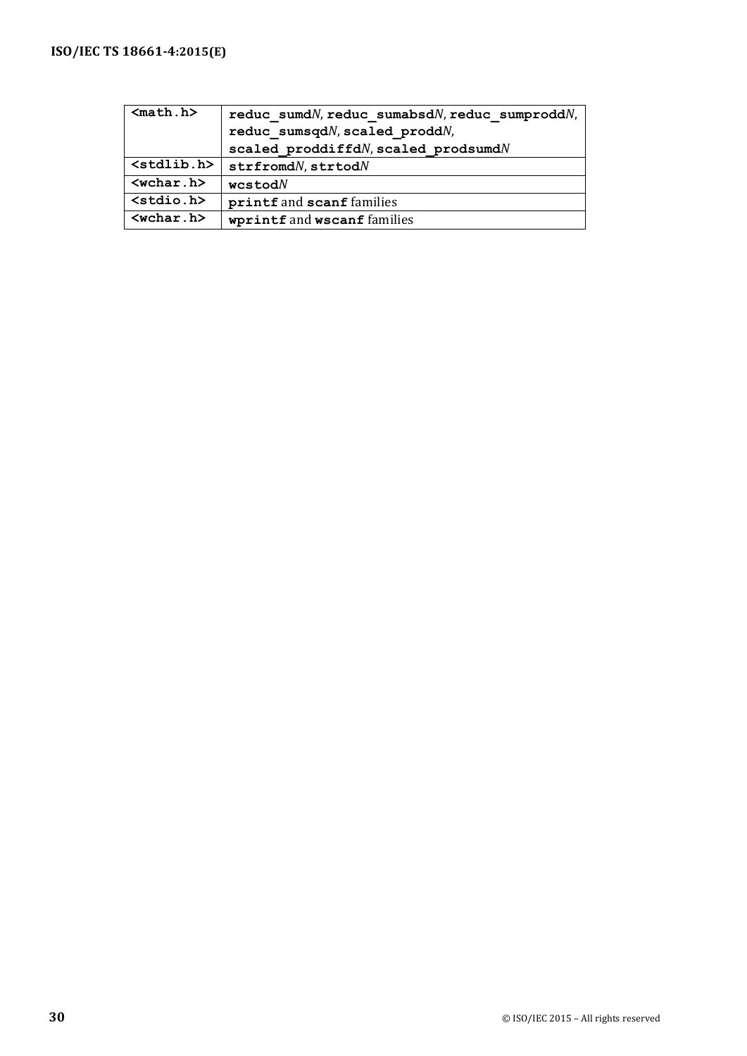| | |
|---|---|
| **<math.h>** | **reduc_sumd***N*, **reduc_sumabsd***N*, **reduc_sumprodd***N*, **reduc_sumsqd***N*, **scaled_prodd***N*, **scaled_proddiffd***N*, **scaled_prodsumd***N* |
| **<stdlib.h>** | **strfromd***N*, **strtod***N* |
| **<wchar.h>** | **wcstod***N* |
| **<stdio.h>** | **printf** and **scanf** families |
| **<wchar.h>** | **wprintf** and **wscanf** families |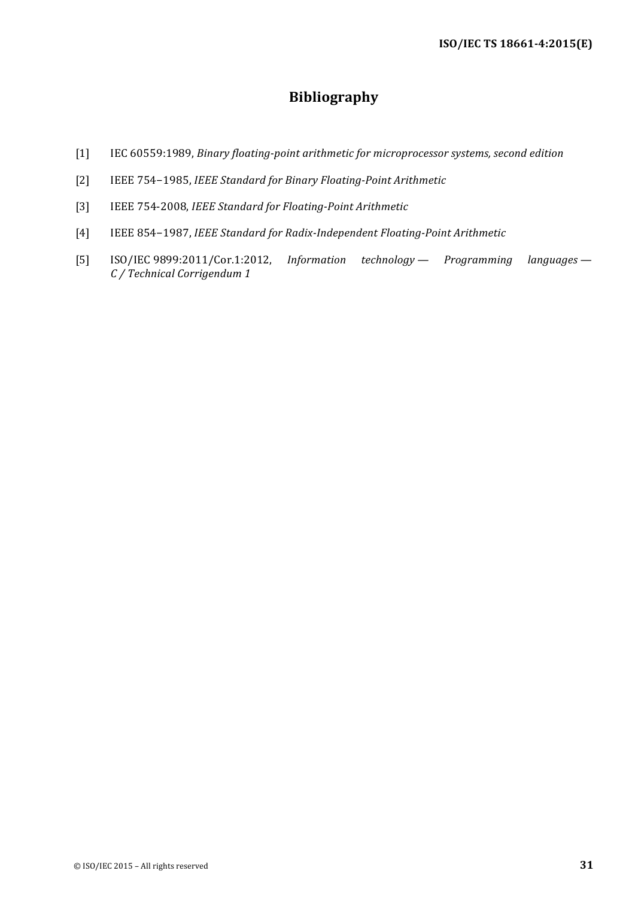# Bibliography

[1] IEC 60559:1989, *Binary floating-point arithmetic for microprocessor systems, second edition*

[2] IEEE 754−1985, *IEEE Standard for Binary Floating-Point Arithmetic*

[3] IEEE 754-2008, *IEEE Standard for Floating-Point Arithmetic*

[4] IEEE 854−1987, *IEEE Standard for Radix-Independent Floating-Point Arithmetic*

[5] ISO/IEC 9899:2011/Cor.1:2012, *Information technology — Programming languages — C / Technical Corrigendum 1*